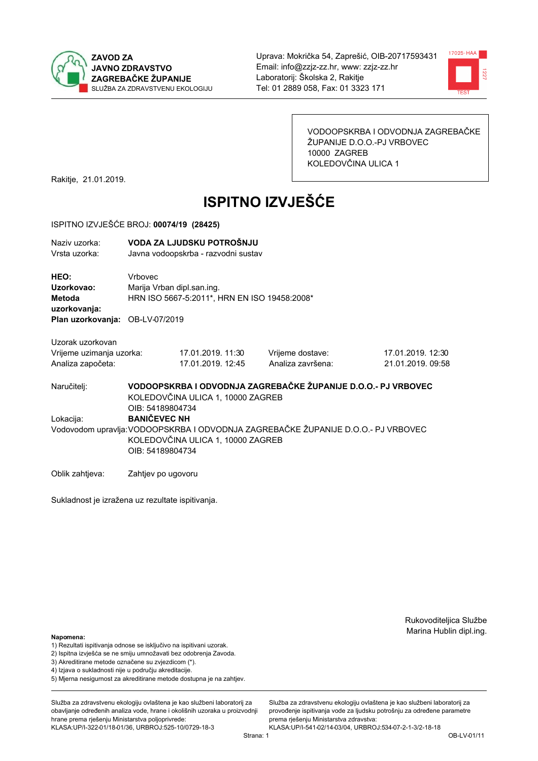**ZAVOD ZA JAVNO ZDRAVSTVO ZAGREBAČKE ŽUPANIJE**
SLUŽBA ZA ZDRAVSTVENU EKOLOGIJU

Uprava: Mokrička 54, Zaprešić, OIB-20717593431
Email: info@zzjz-zz.hr, www: zzjz-zz.hr
Laboratorij: Školska 2, Rakitje
Tel: 01 2889 058, Fax: 01 3323 171

VODOOPSKRBA I ODVODNJA ZAGREBAČKE ŽUPANIJE D.O.O.-PJ VRBOVEC
10000 ZAGREB
KOLEDOVČINA ULICA 1

Rakitje, 21.01.2019.

# ISPITNO IZVJEŠĆE

ISPITNO IZVJEŠĆE BROJ: **00074/19 (28425)**

Naziv uzorka: **VODA ZA LJUDSKU POTROŠNJU**
Vrsta uzorka: Javna vodoopskrba - razvodni sustav

**HEO:** Vrbovec
**Uzorkovao:** Marija Vrban dipl.san.ing.
**Metoda uzorkovanja:** HRN ISO 5667-5:2011*, HRN EN ISO 19458:2008*
**Plan uzorkovanja:** OB-LV-07/2019

Uzorak uzorkovan

| | | | |
|---|---|---|---|
| Vrijeme uzimanja uzorka: | 17.01.2019. 11:30 | Vrijeme dostave: | 17.01.2019. 12:30 |
| Analiza započeta: | 17.01.2019. 12:45 | Analiza završena: | 21.01.2019. 09:58 |

Naručitelj: **VODOOPSKRBA I ODVODNJA ZAGREBAČKE ŽUPANIJE D.O.O.- PJ VRBOVEC**
KOLEDOVČINA ULICA 1, 10000 ZAGREB
OIB: 54189804734

Lokacija: **BANIČEVEC NH**

Vodovodom upravlja: VODOOPSKRBA I ODVODNJA ZAGREBAČKE ŽUPANIJE D.O.O.- PJ VRBOVEC
KOLEDOVČINA ULICA 1, 10000 ZAGREB
OIB: 54189804734

Oblik zahtjeva: Zahtjev po ugovoru

Sukladnost je izražena uz rezultate ispitivanja.

Rukovoditeljica Službe
Marina Hublin dipl.ing.

**Napomena:**
1) Rezultati ispitivanja odnose se isključivo na ispitivani uzorak.
2) Ispitna izvješća se ne smiju umnožavati bez odobrenja Zavoda.
3) Akreditirane metode označene su zvjezdicom (*).
4) Izjava o sukladnosti nije u području akreditacije.
5) Mjerna nesigurnost za akreditirane metode dostupna je na zahtjev.

Služba za zdravstvenu ekologiju ovlaštena je kao službeni laboratorij za obavljanje određenih analiza vode, hrane i okolišnih uzoraka u proizvodnji hrane prema rješenju Ministarstva poljoprivrede: KLASA:UP/I-322-01/18-01/36, URBROJ:525-10/0729-18-3

Služba za zdravstvenu ekologiju ovlaštena je kao službeni laboratorij za provođenje ispitivanja vode za ljudsku potrošnju za određene parametre prema rješenju Ministarstva zdravstva: KLASA:UP/I-541-02/14-03/04, URBROJ:534-07-2-1-3/2-18-18

OB-LV-01/11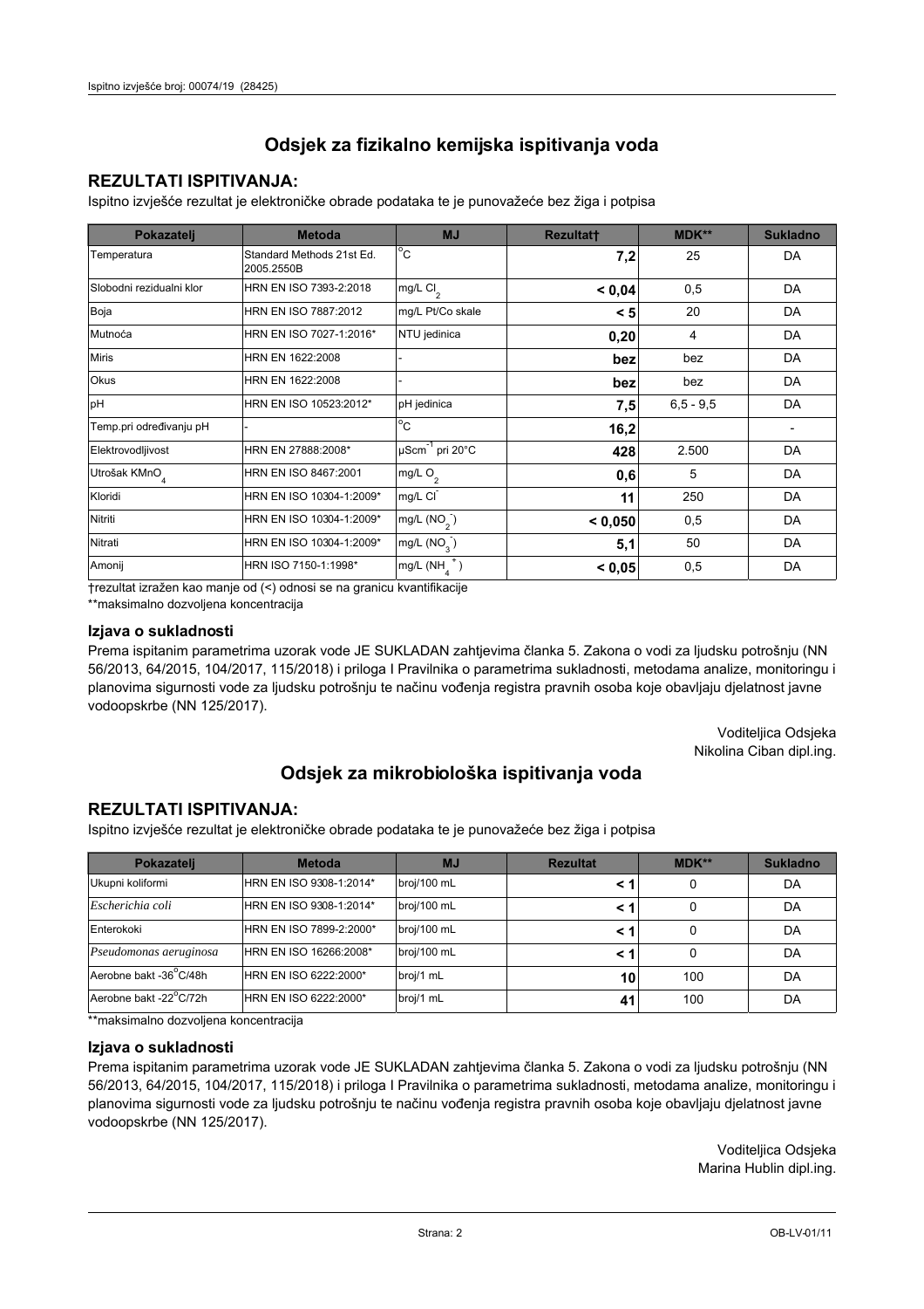## Odsjek za fizikalno kemijska ispitivanja voda

### REZULTATI ISPITIVANJA:

Ispitno izvješće rezultat je elektroničke obrade podataka te je punovažeće bez žiga i potpisa

| Pokazatelj | Metoda | MJ | Rezultat† | MDK** | Sukladno |
|---|---|---|---|---|---|
| Temperatura | Standard Methods 21st Ed. 2005.2550B | °C | **7,2** | 25 | DA |
| Slobodni rezidualni klor | HRN EN ISO 7393-2:2018 | mg/L $Cl_2$ | **< 0,04** | 0,5 | DA |
| Boja | HRN EN ISO 7887:2012 | mg/L Pt/Co skale | **< 5** | 20 | DA |
| Mutnoća | HRN EN ISO 7027-1:2016* | NTU jedinica | **0,20** | 4 | DA |
| Miris | HRN EN 1622:2008 | - | **bez** | bez | DA |
| Okus | HRN EN 1622:2008 | - | **bez** | bez | DA |
| pH | HRN EN ISO 10523:2012* | pH jedinica | **7,5** | 6,5 - 9,5 | DA |
| Temp.pri određivanju pH | - | °C | **16,2** | | - |
| Elektrovodljivost | HRN EN 27888:2008* | $\mu Scm^{-1}$ pri 20°C | **428** | 2.500 | DA |
| Utrošak $KMnO_4$ | HRN EN ISO 8467:2001 | mg/L $O_2$ | **0,6** | 5 | DA |
| Kloridi | HRN EN ISO 10304-1:2009* | mg/L $Cl^-$ | **11** | 250 | DA |
| Nitriti | HRN EN ISO 10304-1:2009* | mg/L ($NO_2^-$) | **< 0,050** | 0,5 | DA |
| Nitrati | HRN EN ISO 10304-1:2009* | mg/L ($NO_3^-$) | **5,1** | 50 | DA |
| Amonij | HRN ISO 7150-1:1998* | mg/L ($NH_4^+$) | **< 0,05** | 0,5 | DA |

†rezultat izražen kao manje od (<) odnosi se na granicu kvantifikacije

**maksimalno dozvoljena koncentracija

### Izjava o sukladnosti

Prema ispitanim parametrima uzorak vode JE SUKLADAN zahtjevima članka 5. Zakona o vodi za ljudsku potrošnju (NN 56/2013, 64/2015, 104/2017, 115/2018) i priloga I Pravilnika o parametrima sukladnosti, metodama analize, monitoringu i planovima sigurnosti vode za ljudsku potrošnju te načinu vođenja registra pravnih osoba koje obavljaju djelatnost javne vodoopskrbe (NN 125/2017).

Voditeljica Odsjeka
Nikolina Ciban dipl.ing.

## Odsjek za mikrobiološka ispitivanja voda

### REZULTATI ISPITIVANJA:

Ispitno izvješće rezultat je elektroničke obrade podataka te je punovažeće bez žiga i potpisa

| Pokazatelj | Metoda | MJ | Rezultat | MDK** | Sukladno |
|---|---|---|---|---|---|
| Ukupni koliformi | HRN EN ISO 9308-1:2014* | broj/100 mL | **< 1** | 0 | DA |
| *Escherichia coli* | HRN EN ISO 9308-1:2014* | broj/100 mL | **< 1** | 0 | DA |
| Enterokoki | HRN EN ISO 7899-2:2000* | broj/100 mL | **< 1** | 0 | DA |
| *Pseudomonas aeruginosa* | HRN EN ISO 16266:2008* | broj/100 mL | **< 1** | 0 | DA |
| Aerobne bakt -36°C/48h | HRN EN ISO 6222:2000* | broj/1 mL | **10** | 100 | DA |
| Aerobne bakt -22°C/72h | HRN EN ISO 6222:2000* | broj/1 mL | **41** | 100 | DA |

**maksimalno dozvoljena koncentracija

### Izjava o sukladnosti

Prema ispitanim parametrima uzorak vode JE SUKLADAN zahtjevima članka 5. Zakona o vodi za ljudsku potrošnju (NN 56/2013, 64/2015, 104/2017, 115/2018) i priloga I Pravilnika o parametrima sukladnosti, metodama analize, monitoringu i planovima sigurnosti vode za ljudsku potrošnju te načinu vođenja registra pravnih osoba koje obavljaju djelatnost javne vodoopskrbe (NN 125/2017).

Voditeljica Odsjeka
Marina Hublin dipl.ing.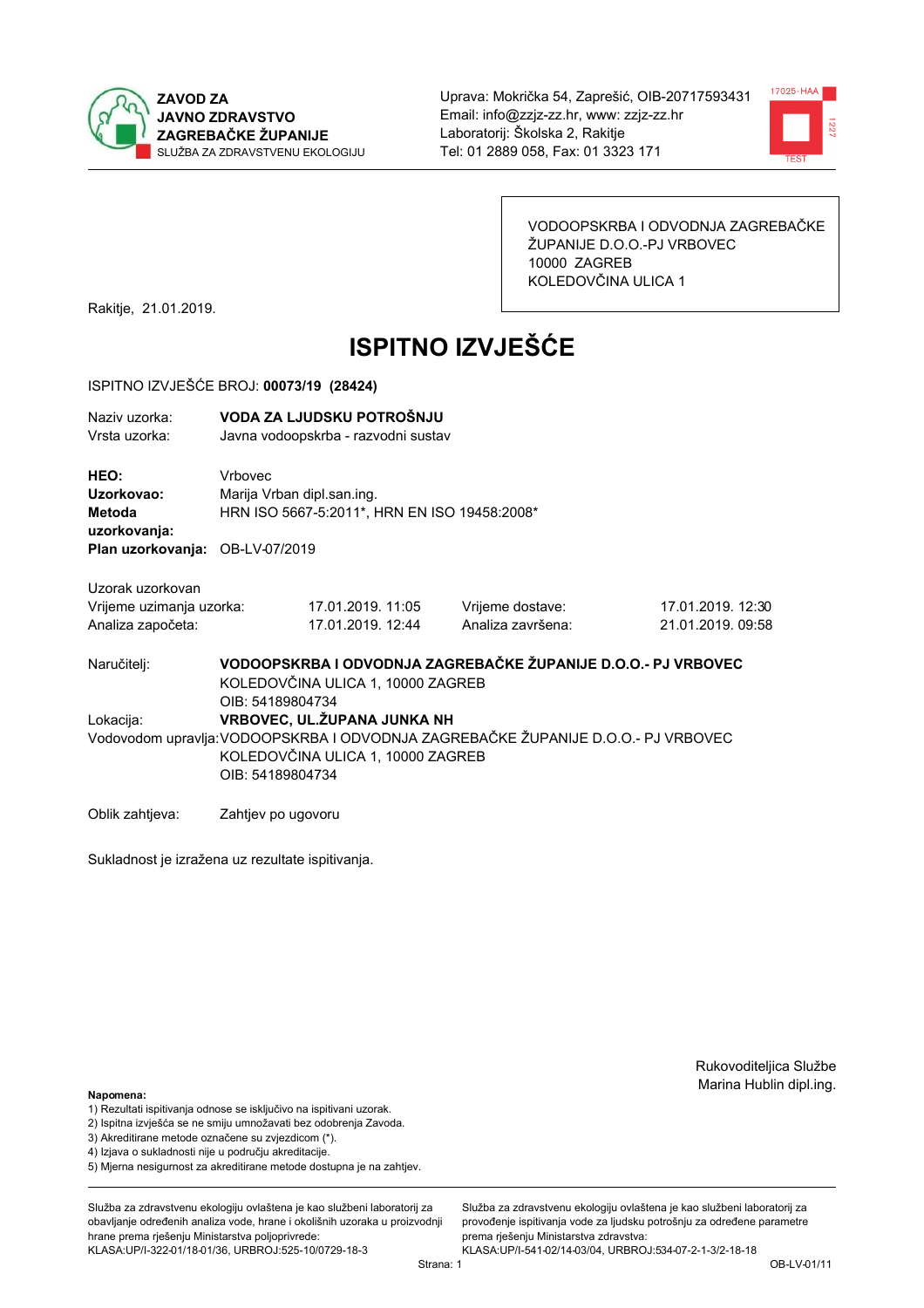**ZAVOD ZA JAVNO ZDRAVSTVO ZAGREBAČKE ŽUPANIJE**
SLUŽBA ZA ZDRAVSTVENU EKOLOGIJU

Uprava: Mokrička 54, Zaprešić, OIB-20717593431
Email: info@zzjz-zz.hr, www: zzjz-zz.hr
Laboratorij: Školska 2, Rakitje
Tel: 01 2889 058, Fax: 01 3323 171

VODOOPSKRBA I ODVODNJA ZAGREBAČKE ŽUPANIJE D.O.O.-PJ VRBOVEC
10000 ZAGREB
KOLEDOVČINA ULICA 1

Rakitje, 21.01.2019.

# ISPITNO IZVJEŠĆE

ISPITNO IZVJEŠĆE BROJ: **00073/19 (28424)**

Naziv uzorka: **VODA ZA LJUDSKU POTROŠNJU**
Vrsta uzorka: Javna vodoopskrba - razvodni sustav

**HEO:** Vrbovec
**Uzorkovao:** Marija Vrban dipl.san.ing.
**Metoda uzorkovanja:** HRN ISO 5667-5:2011*, HRN EN ISO 19458:2008*
**Plan uzorkovanja:** OB-LV-07/2019

Uzorak uzorkovan

| | | | |
|---|---|---|---|
| Vrijeme uzimanja uzorka: | 17.01.2019. 11:05 | Vrijeme dostave: | 17.01.2019. 12:30 |
| Analiza započeta: | 17.01.2019. 12:44 | Analiza završena: | 21.01.2019. 09:58 |

Naručitelj: **VODOOPSKRBA I ODVODNJA ZAGREBAČKE ŽUPANIJE D.O.O.- PJ VRBOVEC**
KOLEDOVČINA ULICA 1, 10000 ZAGREB
OIB: 54189804734

Lokacija: **VRBOVEC, UL.ŽUPANA JUNKA NH**

Vodovodom upravlja: VODOOPSKRBA I ODVODNJA ZAGREBAČKE ŽUPANIJE D.O.O.- PJ VRBOVEC
KOLEDOVČINA ULICA 1, 10000 ZAGREB
OIB: 54189804734

Oblik zahtjeva: Zahtjev po ugovoru

Sukladnost je izražena uz rezultate ispitivanja.

Rukovoditeljica Službe
Marina Hublin dipl.ing.

**Napomena:**
1) Rezultati ispitivanja odnose se isključivo na ispitivani uzorak.
2) Ispitna izvješća se ne smiju umnožavati bez odobrenja Zavoda.
3) Akreditirane metode označene su zvjezdicom (*).
4) Izjava o sukladnosti nije u području akreditacije.
5) Mjerna nesigurnost za akreditirane metode dostupna je na zahtjev.

Služba za zdravstvenu ekologiju ovlaštena je kao službeni laboratorij za obavljanje određenih analiza vode, hrane i okolišnih uzoraka u proizvodnji hrane prema rješenju Ministarstva poljoprivrede:
KLASA:UP/I-322-01/18-01/36, URBROJ:525-10/0729-18-3

Služba za zdravstvenu ekologiju ovlaštena je kao službeni laboratorij za provođenje ispitivanja vode za ljudsku potrošnju za određene parametre prema rješenju Ministarstva zdravstva:
KLASA:UP/I-541-02/14-03/04, URBROJ:534-07-2-1-3/2-18-18

OB-LV-01/11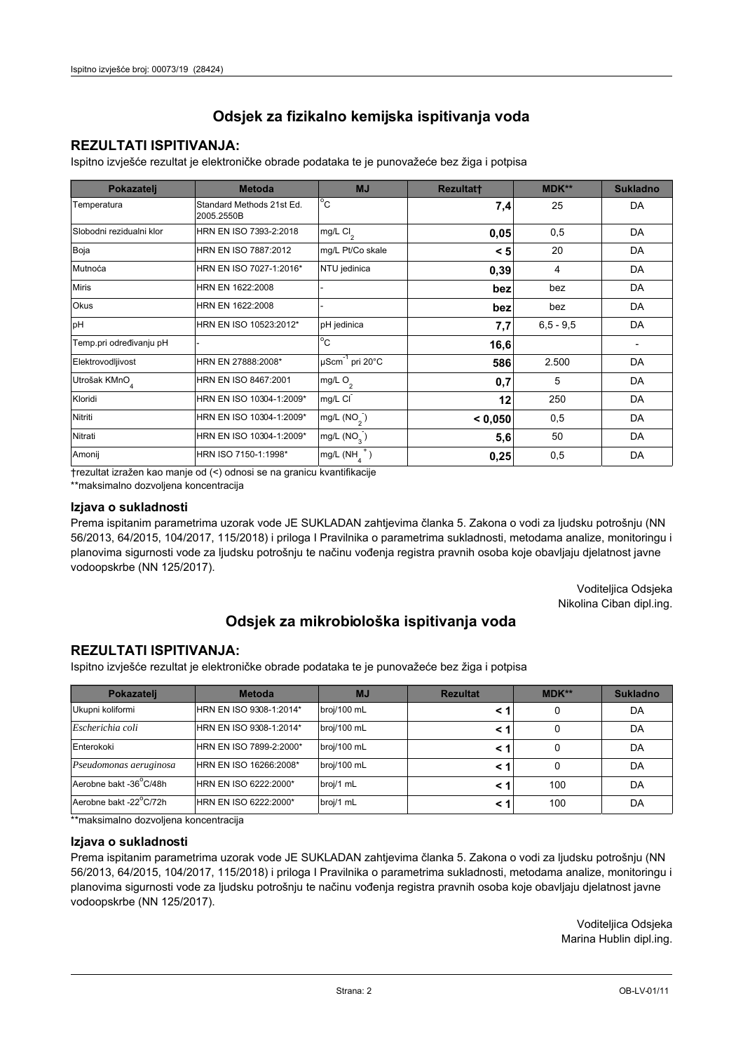## Odsjek za fizikalno kemijska ispitivanja voda

### REZULTATI ISPITIVANJA:

Ispitno izvješće rezultat je elektroničke obrade podataka te je punovažeće bez žiga i potpisa

| Pokazatelj | Metoda | MJ | Rezultat† | MDK** | Sukladno |
|---|---|---|---|---|---|
| Temperatura | Standard Methods 21st Ed. 2005.2550B | °C | **7,4** | 25 | DA |
| Slobodni rezidualni klor | HRN EN ISO 7393-2:2018 | mg/L $Cl_2$ | **0,05** | 0,5 | DA |
| Boja | HRN EN ISO 7887:2012 | mg/L Pt/Co skale | **< 5** | 20 | DA |
| Mutnoća | HRN EN ISO 7027-1:2016* | NTU jedinica | **0,39** | 4 | DA |
| Miris | HRN EN 1622:2008 | - | **bez** | bez | DA |
| Okus | HRN EN 1622:2008 | - | **bez** | bez | DA |
| pH | HRN EN ISO 10523:2012* | pH jedinica | **7,7** | 6,5 - 9,5 | DA |
| Temp.pri određivanju pH | - | °C | **16,6** | | - |
| Elektrovodljivost | HRN EN 27888:2008* | $\mu Scm^{-1}$ pri 20°C | **586** | 2.500 | DA |
| Utrošak $KMnO_4$ | HRN EN ISO 8467:2001 | mg/L $O_2$ | **0,7** | 5 | DA |
| Kloridi | HRN EN ISO 10304-1:2009* | mg/L $Cl^-$ | **12** | 250 | DA |
| Nitriti | HRN EN ISO 10304-1:2009* | mg/L ($NO_2^-$) | **< 0,050** | 0,5 | DA |
| Nitrati | HRN EN ISO 10304-1:2009* | mg/L ($NO_3^-$) | **5,6** | 50 | DA |
| Amonij | HRN ISO 7150-1:1998* | mg/L ($NH_4^+$) | **0,25** | 0,5 | DA |

†rezultat izražen kao manje od (<) odnosi se na granicu kvantifikacije

**maksimalno dozvoljena koncentracija

### Izjava o sukladnosti

Prema ispitanim parametrima uzorak vode JE SUKLADAN zahtjevima članka 5. Zakona o vodi za ljudsku potrošnju (NN 56/2013, 64/2015, 104/2017, 115/2018) i priloga I Pravilnika o parametrima sukladnosti, metodama analize, monitoringu i planovima sigurnosti vode za ljudsku potrošnju te načinu vođenja registra pravnih osoba koje obavljaju djelatnost javne vodoopskrbe (NN 125/2017).

Voditeljica Odsjeka
Nikolina Ciban dipl.ing.

## Odsjek za mikrobiološka ispitivanja voda

### REZULTATI ISPITIVANJA:

Ispitno izvješće rezultat je elektroničke obrade podataka te je punovažeće bez žiga i potpisa

| Pokazatelj | Metoda | MJ | Rezultat | MDK** | Sukladno |
|---|---|---|---|---|---|
| Ukupni koliformi | HRN EN ISO 9308-1:2014* | broj/100 mL | **< 1** | 0 | DA |
| *Escherichia coli* | HRN EN ISO 9308-1:2014* | broj/100 mL | **< 1** | 0 | DA |
| Enterokoki | HRN EN ISO 7899-2:2000* | broj/100 mL | **< 1** | 0 | DA |
| *Pseudomonas aeruginosa* | HRN EN ISO 16266:2008* | broj/100 mL | **< 1** | 0 | DA |
| Aerobne bakt -36°C/48h | HRN EN ISO 6222:2000* | broj/1 mL | **< 1** | 100 | DA |
| Aerobne bakt -22°C/72h | HRN EN ISO 6222:2000* | broj/1 mL | **< 1** | 100 | DA |

**maksimalno dozvoljena koncentracija

### Izjava o sukladnosti

Prema ispitanim parametrima uzorak vode JE SUKLADAN zahtjevima članka 5. Zakona o vodi za ljudsku potrošnju (NN 56/2013, 64/2015, 104/2017, 115/2018) i priloga I Pravilnika o parametrima sukladnosti, metodama analize, monitoringu i planovima sigurnosti vode za ljudsku potrošnju te načinu vođenja registra pravnih osoba koje obavljaju djelatnost javne vodoopskrbe (NN 125/2017).

Voditeljica Odsjeka
Marina Hublin dipl.ing.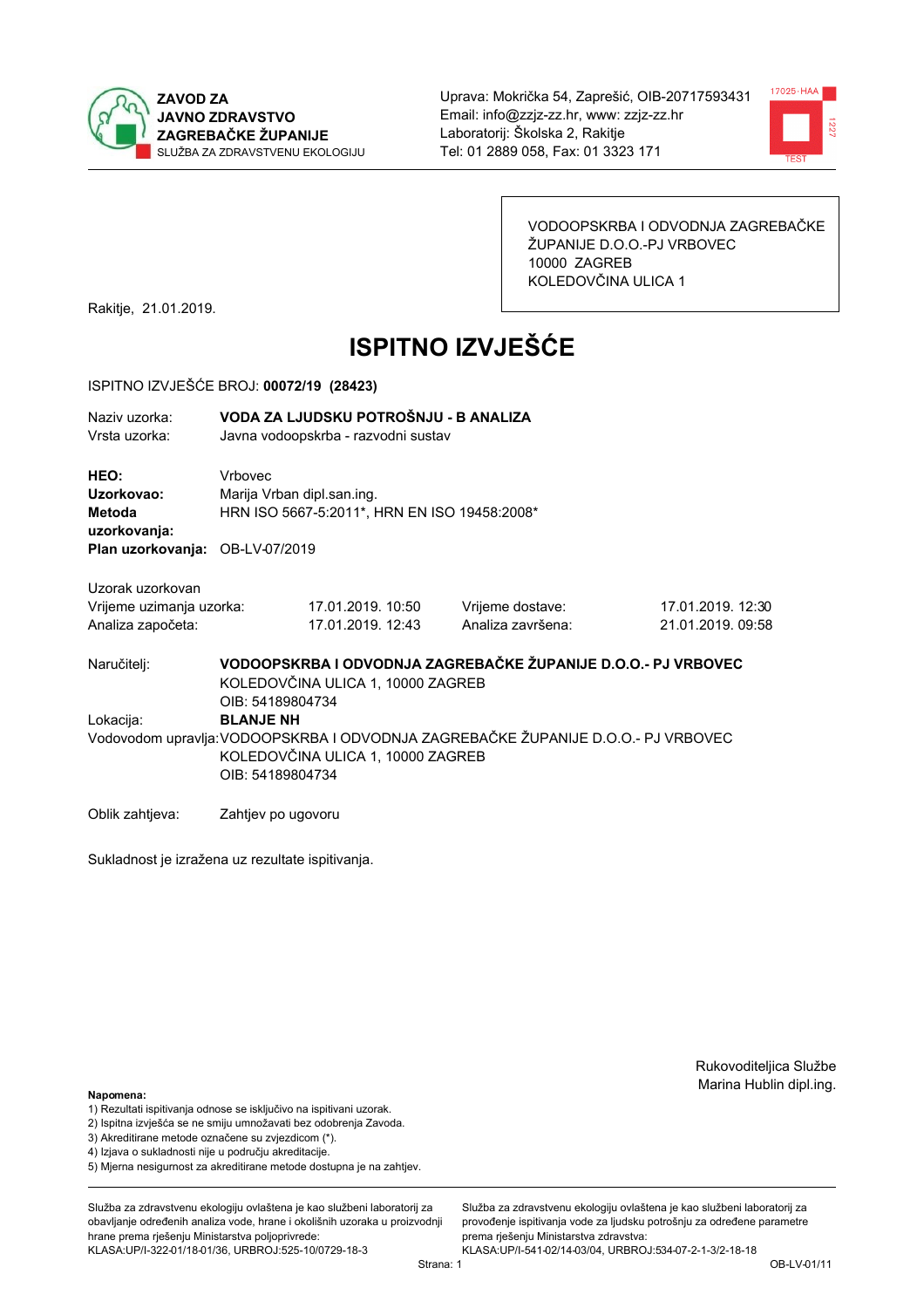**ZAVOD ZA JAVNO ZDRAVSTVO ZAGREBAČKE ŽUPANIJE**
SLUŽBA ZA ZDRAVSTVENU EKOLOGIJU

Uprava: Mokrička 54, Zaprešić, OIB-20717593431
Email: info@zzjz-zz.hr, www: zzjz-zz.hr
Laboratorij: Školska 2, Rakitje
Tel: 01 2889 058, Fax: 01 3323 171

VODOOPSKRBA I ODVODNJA ZAGREBAČKE ŽUPANIJE D.O.O.-PJ VRBOVEC
10000 ZAGREB
KOLEDOVČINA ULICA 1

Rakitje, 21.01.2019.

# ISPITNO IZVJEŠĆE

ISPITNO IZVJEŠĆE BROJ: **00072/19 (28423)**

Naziv uzorka: **VODA ZA LJUDSKU POTROŠNJU - B ANALIZA**
Vrsta uzorka: Javna vodoopskrba - razvodni sustav

**HEO:** Vrbovec
**Uzorkovao:** Marija Vrban dipl.san.ing.
**Metoda uzorkovanja:** HRN ISO 5667-5:2011*, HRN EN ISO 19458:2008*
**Plan uzorkovanja:** OB-LV-07/2019

Uzorak uzorkovan

| | | | |
|---|---|---|---|
| Vrijeme uzimanja uzorka: | 17.01.2019. 10:50 | Vrijeme dostave: | 17.01.2019. 12:30 |
| Analiza započeta: | 17.01.2019. 12:43 | Analiza završena: | 21.01.2019. 09:58 |

Naručitelj: **VODOOPSKRBA I ODVODNJA ZAGREBAČKE ŽUPANIJE D.O.O.- PJ VRBOVEC**
KOLEDOVČINA ULICA 1, 10000 ZAGREB
OIB: 54189804734

Lokacija: **BLANJE NH**

Vodovodom upravlja: VODOOPSKRBA I ODVODNJA ZAGREBAČKE ŽUPANIJE D.O.O.- PJ VRBOVEC
KOLEDOVČINA ULICA 1, 10000 ZAGREB
OIB: 54189804734

Oblik zahtjeva: Zahtjev po ugovoru

Sukladnost je izražena uz rezultate ispitivanja.

Rukovoditeljica Službe
Marina Hublin dipl.ing.

**Napomena:**
1) Rezultati ispitivanja odnose se isključivo na ispitivani uzorak.
2) Ispitna izvješća se ne smiju umnožavati bez odobrenja Zavoda.
3) Akreditirane metode označene su zvjezdicom (*).
4) Izjava o sukladnosti nije u području akreditacije.
5) Mjerna nesigurnost za akreditirane metode dostupna je na zahtjev.

Služba za zdravstvenu ekologiju ovlaštena je kao službeni laboratorij za obavljanje određenih analiza vode, hrane i okolišnih uzoraka u proizvodnji hrane prema rješenju Ministarstva poljoprivrede: KLASA:UP/I-322-01/18-01/36, URBROJ:525-10/0729-18-3

Služba za zdravstvenu ekologiju ovlaštena je kao službeni laboratorij za provođenje ispitivanja vode za ljudsku potrošnju za određene parametre prema rješenju Ministarstva zdravstva: KLASA:UP/I-541-02/14-03/04, URBROJ:534-07-2-1-3/2-18-18

OB-LV-01/11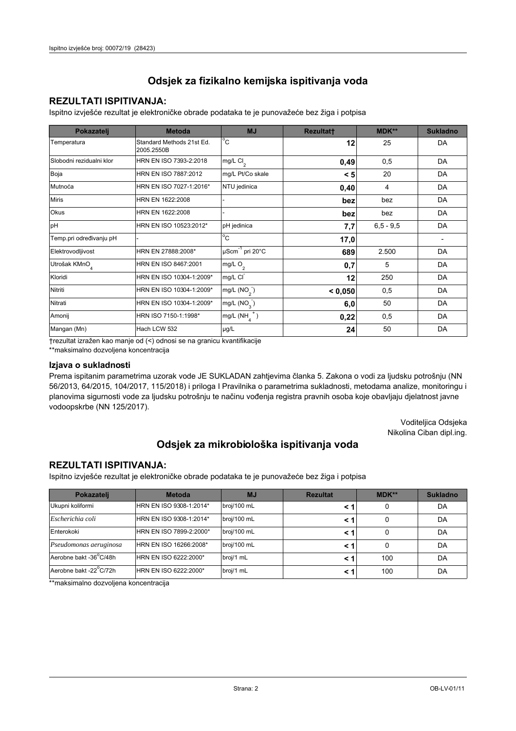## Odsjek za fizikalno kemijska ispitivanja voda

### REZULTATI ISPITIVANJA:

Ispitno izvješće rezultat je elektroničke obrade podataka te je punovažeće bez žiga i potpisa

| Pokazatelj | Metoda | MJ | Rezultat† | MDK** | Sukladno |
|---|---|---|---|---|---|
| Temperatura | Standard Methods 21st Ed. 2005.2550B | °C | **12** | 25 | DA |
| Slobodni rezidualni klor | HRN EN ISO 7393-2:2018 | mg/L $Cl_2$ | **0,49** | 0,5 | DA |
| Boja | HRN EN ISO 7887:2012 | mg/L Pt/Co skale | **< 5** | 20 | DA |
| Mutnoća | HRN EN ISO 7027-1:2016* | NTU jedinica | **0,40** | 4 | DA |
| Miris | HRN EN 1622:2008 | - | **bez** | bez | DA |
| Okus | HRN EN 1622:2008 | - | **bez** | bez | DA |
| pH | HRN EN ISO 10523:2012* | pH jedinica | **7,7** | 6,5 - 9,5 | DA |
| Temp.pri određivanju pH | - | °C | **17,0** | | - |
| Elektrovodljivost | HRN EN 27888:2008* | $\mu Scm^{-1}$ pri 20°C | **689** | 2.500 | DA |
| Utrošak $KMnO_4$ | HRN EN ISO 8467:2001 | mg/L $O_2$ | **0,7** | 5 | DA |
| Kloridi | HRN EN ISO 10304-1:2009* | mg/L $Cl^-$ | **12** | 250 | DA |
| Nitriti | HRN EN ISO 10304-1:2009* | mg/L ($NO_2^-$) | **< 0,050** | 0,5 | DA |
| Nitrati | HRN EN ISO 10304-1:2009* | mg/L ($NO_3^-$) | **6,0** | 50 | DA |
| Amonij | HRN ISO 7150-1:1998* | mg/L ($NH_4^+$) | **0,22** | 0,5 | DA |
| Mangan (Mn) | Hach LCW 532 | µg/L | **24** | 50 | DA |

†rezultat izražen kao manje od (<) odnosi se na granicu kvantifikacije

**maksimalno dozvoljena koncentracija

### Izjava o sukladnosti

Prema ispitanim parametrima uzorak vode JE SUKLADAN zahtjevima članka 5. Zakona o vodi za ljudsku potrošnju (NN 56/2013, 64/2015, 104/2017, 115/2018) i priloga I Pravilnika o parametrima sukladnosti, metodama analize, monitoringu i planovima sigurnosti vode za ljudsku potrošnju te načinu vođenja registra pravnih osoba koje obavljaju djelatnost javne vodoopskrbe (NN 125/2017).

Voditeljica Odsjeka
Nikolina Ciban dipl.ing.

## Odsjek za mikrobiološka ispitivanja voda

### REZULTATI ISPITIVANJA:

Ispitno izvješće rezultat je elektroničke obrade podataka te je punovažeće bez žiga i potpisa

| Pokazatelj | Metoda | MJ | Rezultat | MDK** | Sukladno |
|---|---|---|---|---|---|
| Ukupni koliformi | HRN EN ISO 9308-1:2014* | broj/100 mL | **< 1** | 0 | DA |
| *Escherichia coli* | HRN EN ISO 9308-1:2014* | broj/100 mL | **< 1** | 0 | DA |
| Enterokoki | HRN EN ISO 7899-2:2000* | broj/100 mL | **< 1** | 0 | DA |
| *Pseudomonas aeruginosa* | HRN EN ISO 16266:2008* | broj/100 mL | **< 1** | 0 | DA |
| Aerobne bakt -36°C/48h | HRN EN ISO 6222:2000* | broj/1 mL | **< 1** | 100 | DA |
| Aerobne bakt -22°C/72h | HRN EN ISO 6222:2000* | broj/1 mL | **< 1** | 100 | DA |

**maksimalno dozvoljena koncentracija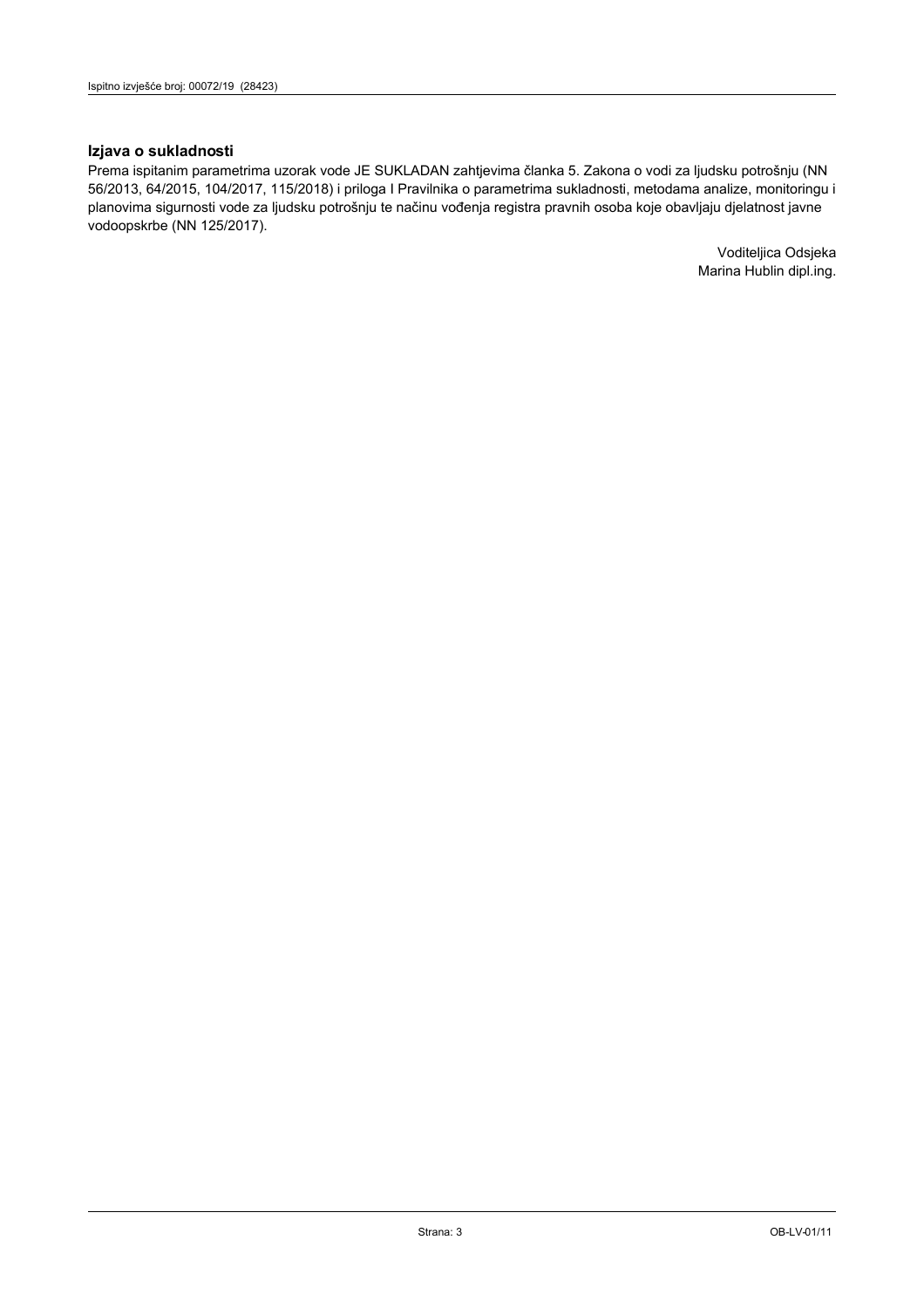### Izjava o sukladnosti

Prema ispitanim parametrima uzorak vode JE SUKLADAN zahtjevima članka 5. Zakona o vodi za ljudsku potrošnju (NN 56/2013, 64/2015, 104/2017, 115/2018) i priloga I Pravilnika o parametrima sukladnosti, metodama analize, monitoringu i planovima sigurnosti vode za ljudsku potrošnju te načinu vođenja registra pravnih osoba koje obavljaju djelatnost javne vodoopskrbe (NN 125/2017).

Voditeljica Odsjeka
Marina Hublin dipl.ing.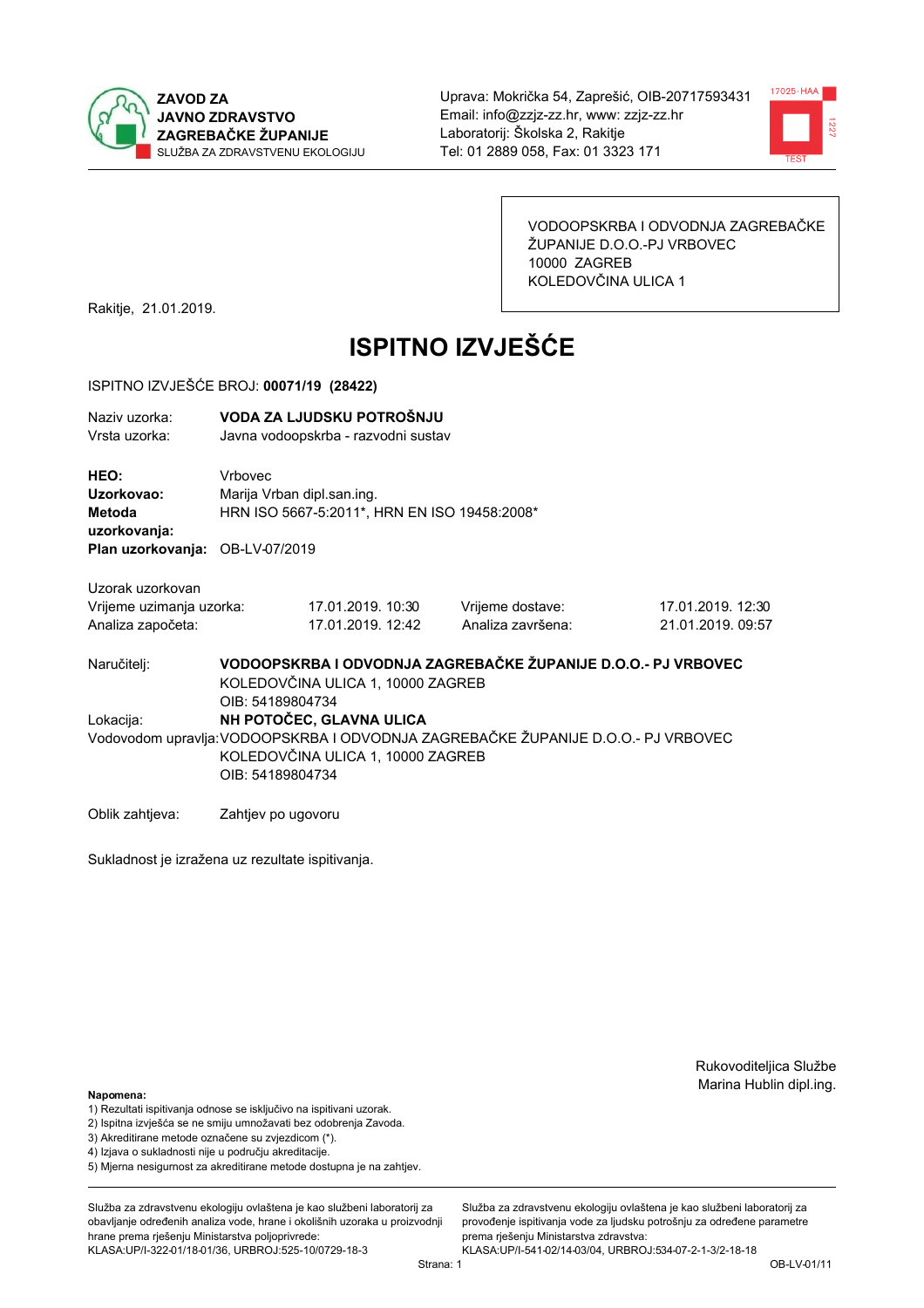ZAVOD ZA JAVNO ZDRAVSTVO ZAGREBAČKE ŽUPANIJE
SLUŽBA ZA ZDRAVSTVENU EKOLOGIJU

Uprava: Mokrička 54, Zaprešić, OIB-20717593431
Email: info@zzjz-zz.hr, www: zzjz-zz.hr
Laboratorij: Školska 2, Rakitje
Tel: 01 2889 058, Fax: 01 3323 171

VODOOPSKRBA I ODVODNJA ZAGREBAČKE ŽUPANIJE D.O.O.-PJ VRBOVEC
10000 ZAGREB
KOLEDOVČINA ULICA 1

Rakitje, 21.01.2019.

# ISPITNO IZVJEŠĆE

ISPITNO IZVJEŠĆE BROJ: **00071/19 (28422)**

Naziv uzorka: **VODA ZA LJUDSKU POTROŠNJU**
Vrsta uzorka: Javna vodoopskrba - razvodni sustav

**HEO:** Vrbovec
**Uzorkovao:** Marija Vrban dipl.san.ing.
**Metoda uzorkovanja:** HRN ISO 5667-5:2011*, HRN EN ISO 19458:2008*
**Plan uzorkovanja:** OB-LV-07/2019

Uzorak uzorkovan

| | | | |
|---|---|---|---|
| Vrijeme uzimanja uzorka: | 17.01.2019. 10:30 | Vrijeme dostave: | 17.01.2019. 12:30 |
| Analiza započeta: | 17.01.2019. 12:42 | Analiza završena: | 21.01.2019. 09:57 |

Naručitelj: **VODOOPSKRBA I ODVODNJA ZAGREBAČKE ŽUPANIJE D.O.O.- PJ VRBOVEC**
KOLEDOVČINA ULICA 1, 10000 ZAGREB
OIB: 54189804734

Lokacija: **NH POTOČEC, GLAVNA ULICA**

Vodovodom upravlja: VODOOPSKRBA I ODVODNJA ZAGREBAČKE ŽUPANIJE D.O.O.- PJ VRBOVEC
KOLEDOVČINA ULICA 1, 10000 ZAGREB
OIB: 54189804734

Oblik zahtjeva: Zahtjev po ugovoru

Sukladnost je izražena uz rezultate ispitivanja.

Rukovoditeljica Službe
Marina Hublin dipl.ing.

**Napomena:**
1) Rezultati ispitivanja odnose se isključivo na ispitivani uzorak.
2) Ispitna izvješća se ne smiju umnožavati bez odobrenja Zavoda.
3) Akreditirane metode označene su zvjezdicom (*).
4) Izjava o sukladnosti nije u području akreditacije.
5) Mjerna nesigurnost za akreditirane metode dostupna je na zahtjev.

Služba za zdravstvenu ekologiju ovlaštena je kao službeni laboratorij za obavljanje određenih analiza vode, hrane i okolišnih uzoraka u proizvodnji hrane prema rješenju Ministarstva poljoprivrede: KLASA:UP/I-322-01/18-01/36, URBROJ:525-10/0729-18-3

Služba za zdravstvenu ekologiju ovlaštena je kao službeni laboratorij za provođenje ispitivanja vode za ljudsku potrošnju za određene parametre prema rješenju Ministarstva zdravstva: KLASA:UP/I-541-02/14-03/04, URBROJ:534-07-2-1-3/2-18-18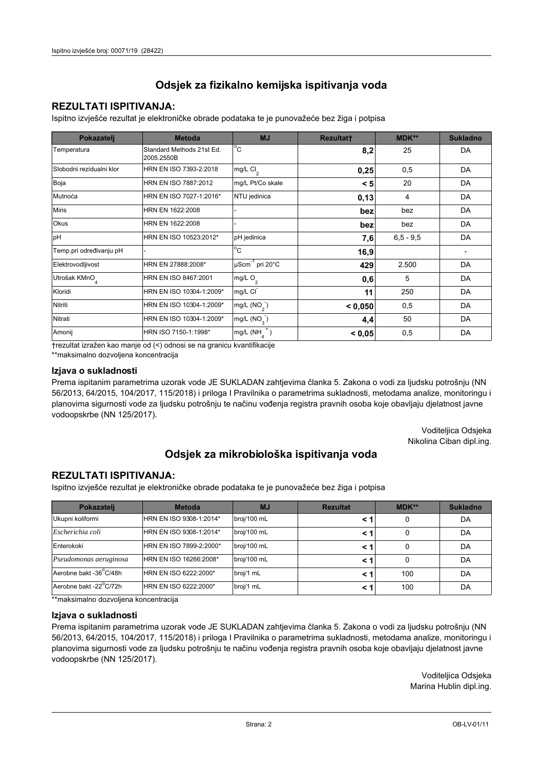# Odsjek za fizikalno kemijska ispitivanja voda

## REZULTATI ISPITIVANJA:

Ispitno izvješće rezultat je elektroničke obrade podataka te je punovažeće bez žiga i potpisa

| Pokazatelj | Metoda | MJ | Rezultat† | MDK** | Sukladno |
|---|---|---|---|---|---|
| Temperatura | Standard Methods 21st Ed. 2005.2550B | °C | **8,2** | 25 | DA |
| Slobodni rezidualni klor | HRN EN ISO 7393-2:2018 | mg/L $Cl_2$ | **0,25** | 0,5 | DA |
| Boja | HRN EN ISO 7887:2012 | mg/L Pt/Co skale | **< 5** | 20 | DA |
| Mutnoća | HRN EN ISO 7027-1:2016* | NTU jedinica | **0,13** | 4 | DA |
| Miris | HRN EN 1622:2008 | - | **bez** | bez | DA |
| Okus | HRN EN 1622:2008 | - | **bez** | bez | DA |
| pH | HRN EN ISO 10523:2012* | pH jedinica | **7,6** | 6,5 - 9,5 | DA |
| Temp.pri određivanju pH | - | °C | **16,9** | | - |
| Elektrovodljivost | HRN EN 27888:2008* | $\mu Scm^{-1}$ pri 20°C | **429** | 2.500 | DA |
| Utrošak $KMnO_4$ | HRN EN ISO 8467:2001 | mg/L $O_2$ | **0,6** | 5 | DA |
| Kloridi | HRN EN ISO 10304-1:2009* | mg/L $Cl^-$ | **11** | 250 | DA |
| Nitriti | HRN EN ISO 10304-1:2009* | mg/L ($NO_2^-$) | **< 0,050** | 0,5 | DA |
| Nitrati | HRN EN ISO 10304-1:2009* | mg/L ($NO_3^-$) | **4,4** | 50 | DA |
| Amonij | HRN ISO 7150-1:1998* | mg/L ($NH_4^+$) | **< 0,05** | 0,5 | DA |

†rezultat izražen kao manje od (<) odnosi se na granicu kvantifikacije

**maksimalno dozvoljena koncentracija

### Izjava o sukladnosti

Prema ispitanim parametrima uzorak vode JE SUKLADAN zahtjevima članka 5. Zakona o vodi za ljudsku potrošnju (NN 56/2013, 64/2015, 104/2017, 115/2018) i priloga I Pravilnika o parametrima sukladnosti, metodama analize, monitoringu i planovima sigurnosti vode za ljudsku potrošnju te načinu vođenja registra pravnih osoba koje obavljaju djelatnost javne vodoopskrbe (NN 125/2017).

Voditeljica Odsjeka
Nikolina Ciban dipl.ing.

# Odsjek za mikrobiološka ispitivanja voda

## REZULTATI ISPITIVANJA:

Ispitno izvješće rezultat je elektroničke obrade podataka te je punovažeće bez žiga i potpisa

| Pokazatelj | Metoda | MJ | Rezultat | MDK** | Sukladno |
|---|---|---|---|---|---|
| Ukupni koliformi | HRN EN ISO 9308-1:2014* | broj/100 mL | **< 1** | 0 | DA |
| *Escherichia coli* | HRN EN ISO 9308-1:2014* | broj/100 mL | **< 1** | 0 | DA |
| Enterokoki | HRN EN ISO 7899-2:2000* | broj/100 mL | **< 1** | 0 | DA |
| *Pseudomonas aeruginosa* | HRN EN ISO 16266:2008* | broj/100 mL | **< 1** | 0 | DA |
| Aerobne bakt -36°C/48h | HRN EN ISO 6222:2000* | broj/1 mL | **< 1** | 100 | DA |
| Aerobne bakt -22°C/72h | HRN EN ISO 6222:2000* | broj/1 mL | **< 1** | 100 | DA |

**maksimalno dozvoljena koncentracija

### Izjava o sukladnosti

Prema ispitanim parametrima uzorak vode JE SUKLADAN zahtjevima članka 5. Zakona o vodi za ljudsku potrošnju (NN 56/2013, 64/2015, 104/2017, 115/2018) i priloga I Pravilnika o parametrima sukladnosti, metodama analize, monitoringu i planovima sigurnosti vode za ljudsku potrošnju te načinu vođenja registra pravnih osoba koje obavljaju djelatnost javne vodoopskrbe (NN 125/2017).

Voditeljica Odsjeka
Marina Hublin dipl.ing.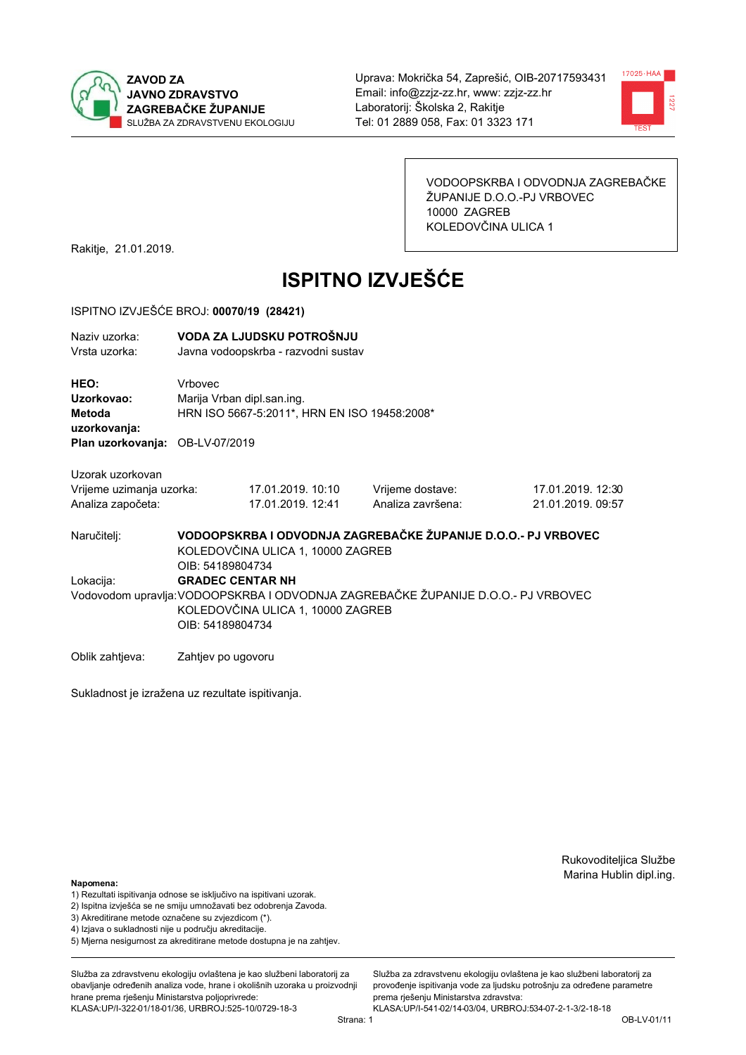**ZAVOD ZA JAVNO ZDRAVSTVO ZAGREBAČKE ŽUPANIJE**
SLUŽBA ZA ZDRAVSTVENU EKOLOGIJU

Uprava: Mokrička 54, Zaprešić, OIB-20717593431
Email: info@zzjz-zz.hr, www: zzjz-zz.hr
Laboratorij: Školska 2, Rakitje
Tel: 01 2889 058, Fax: 01 3323 171

VODOOPSKRBA I ODVODNJA ZAGREBAČKE ŽUPANIJE D.O.O.-PJ VRBOVEC
10000 ZAGREB
KOLEDOVČINA ULICA 1

Rakitje, 21.01.2019.

# ISPITNO IZVJEŠĆE

ISPITNO IZVJEŠĆE BROJ: **00070/19 (28421)**

Naziv uzorka: **VODA ZA LJUDSKU POTROŠNJU**
Vrsta uzorka: Javna vodoopskrba - razvodni sustav

**HEO:** Vrbovec
**Uzorkovao:** Marija Vrban dipl.san.ing.
**Metoda uzorkovanja:** HRN ISO 5667-5:2011*, HRN EN ISO 19458:2008*
**Plan uzorkovanja:** OB-LV-07/2019

Uzorak uzorkovan

| | | | |
|---|---|---|---|
| Vrijeme uzimanja uzorka: | 17.01.2019. 10:10 | Vrijeme dostave: | 17.01.2019. 12:30 |
| Analiza započeta: | 17.01.2019. 12:41 | Analiza završena: | 21.01.2019. 09:57 |

Naručitelj: **VODOOPSKRBA I ODVODNJA ZAGREBAČKE ŽUPANIJE D.O.O.- PJ VRBOVEC**
KOLEDOVČINA ULICA 1, 10000 ZAGREB
OIB: 54189804734

Lokacija: **GRADEC CENTAR NH**

Vodovodom upravlja: VODOOPSKRBA I ODVODNJA ZAGREBAČKE ŽUPANIJE D.O.O.- PJ VRBOVEC
KOLEDOVČINA ULICA 1, 10000 ZAGREB
OIB: 54189804734

Oblik zahtjeva: Zahtjev po ugovoru

Sukladnost je izražena uz rezultate ispitivanja.

Rukovoditeljica Službe
Marina Hublin dipl.ing.

**Napomena:**
1) Rezultati ispitivanja odnose se isključivo na ispitivani uzorak.
2) Ispitna izvješća se ne smiju umnožavati bez odobrenja Zavoda.
3) Akreditirane metode označene su zvjezdicom (*).
4) Izjava o sukladnosti nije u području akreditacije.
5) Mjerna nesigurnost za akreditirane metode dostupna je na zahtjev.

Služba za zdravstvenu ekologiju ovlaštena je kao službeni laboratorij za obavljanje određenih analiza vode, hrane i okolišnih uzoraka u proizvodnji hrane prema rješenju Ministarstva poljoprivrede: KLASA:UP/I-322-01/18-01/36, URBROJ:525-10/0729-18-3

Služba za zdravstvenu ekologiju ovlaštena je kao službeni laboratorij za provođenje ispitivanja vode za ljudsku potrošnju za određene parametre prema rješenju Ministarstva zdravstva: KLASA:UP/I-541-02/14-03/04, URBROJ:534-07-2-1-3/2-18-18

OB-LV-01/11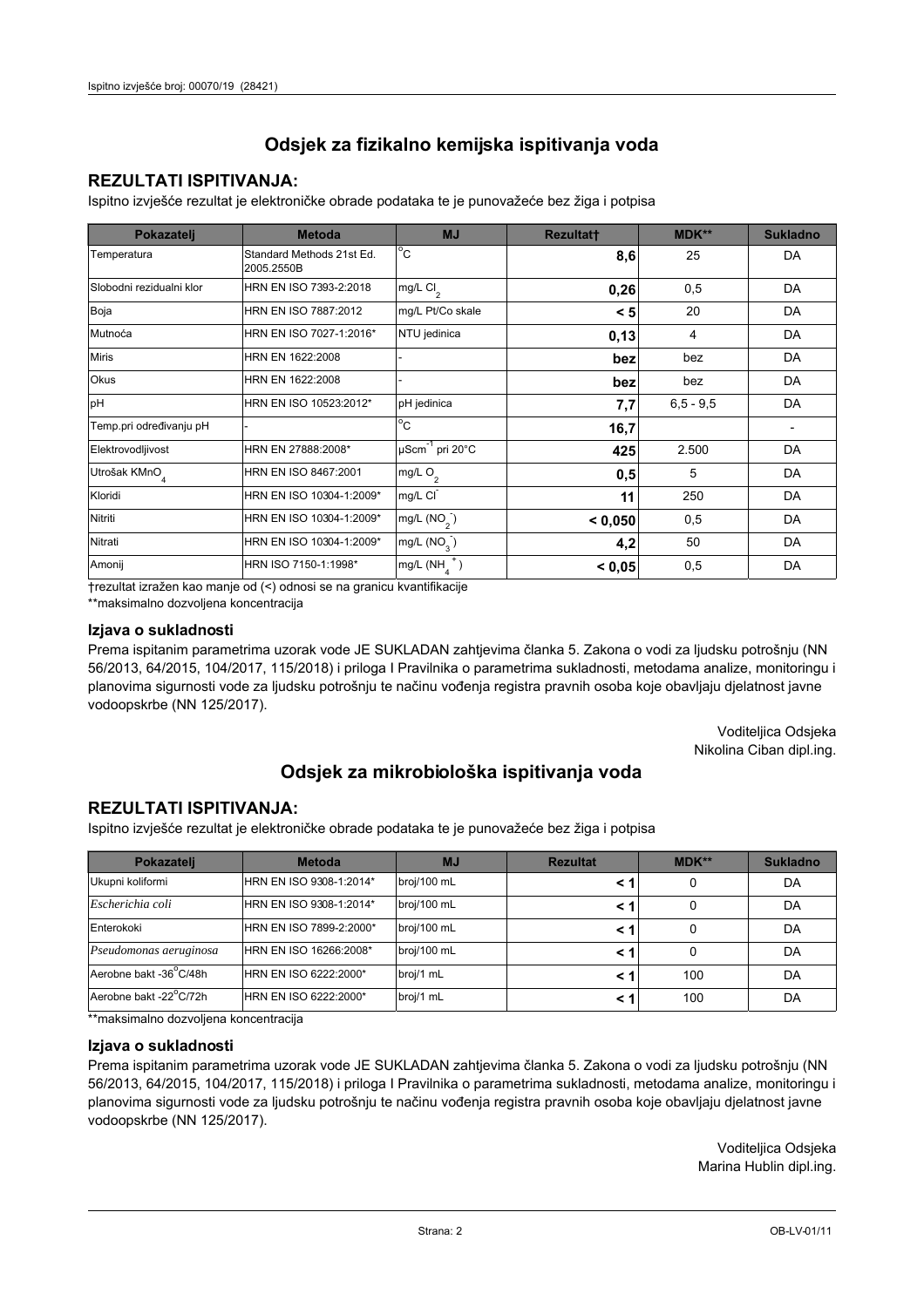# Odsjek za fizikalno kemijska ispitivanja voda

## REZULTATI ISPITIVANJA:

Ispitno izvješće rezultat je elektroničke obrade podataka te je punovažeće bez žiga i potpisa

| Pokazatelj | Metoda | MJ | Rezultat† | MDK** | Sukladno |
|---|---|---|---|---|---|
| Temperatura | Standard Methods 21st Ed. 2005.2550B | °C | **8,6** | 25 | DA |
| Slobodni rezidualni klor | HRN EN ISO 7393-2:2018 | mg/L $Cl_2$ | **0,26** | 0,5 | DA |
| Boja | HRN EN ISO 7887:2012 | mg/L Pt/Co skale | **< 5** | 20 | DA |
| Mutnoća | HRN EN ISO 7027-1:2016* | NTU jedinica | **0,13** | 4 | DA |
| Miris | HRN EN 1622:2008 | - | **bez** | bez | DA |
| Okus | HRN EN 1622:2008 | - | **bez** | bez | DA |
| pH | HRN EN ISO 10523:2012* | pH jedinica | **7,7** | 6,5 - 9,5 | DA |
| Temp.pri određivanju pH | - | °C | **16,7** | | - |
| Elektrovodljivost | HRN EN 27888:2008* | $\mu Scm^{-1}$ pri 20°C | **425** | 2.500 | DA |
| Utrošak $KMnO_4$ | HRN EN ISO 8467:2001 | mg/L $O_2$ | **0,5** | 5 | DA |
| Kloridi | HRN EN ISO 10304-1:2009* | mg/L $Cl^-$ | **11** | 250 | DA |
| Nitriti | HRN EN ISO 10304-1:2009* | mg/L ($NO_2^-$) | **< 0,050** | 0,5 | DA |
| Nitrati | HRN EN ISO 10304-1:2009* | mg/L ($NO_3^-$) | **4,2** | 50 | DA |
| Amonij | HRN ISO 7150-1:1998* | mg/L ($NH_4^+$) | **< 0,05** | 0,5 | DA |

†rezultat izražen kao manje od (<) odnosi se na granicu kvantifikacije

**maksimalno dozvoljena koncentracija

### Izjava o sukladnosti

Prema ispitanim parametrima uzorak vode JE SUKLADAN zahtjevima članka 5. Zakona o vodi za ljudsku potrošnju (NN 56/2013, 64/2015, 104/2017, 115/2018) i priloga I Pravilnika o parametrima sukladnosti, metodama analize, monitoringu i planovima sigurnosti vode za ljudsku potrošnju te načinu vođenja registra pravnih osoba koje obavljaju djelatnost javne vodoopskrbe (NN 125/2017).

Voditeljica Odsjeka
Nikolina Ciban dipl.ing.

# Odsjek za mikrobiološka ispitivanja voda

## REZULTATI ISPITIVANJA:

Ispitno izvješće rezultat je elektroničke obrade podataka te je punovažeće bez žiga i potpisa

| Pokazatelj | Metoda | MJ | Rezultat | MDK** | Sukladno |
|---|---|---|---|---|---|
| Ukupni koliformi | HRN EN ISO 9308-1:2014* | broj/100 mL | **< 1** | 0 | DA |
| *Escherichia coli* | HRN EN ISO 9308-1:2014* | broj/100 mL | **< 1** | 0 | DA |
| Enterokoki | HRN EN ISO 7899-2:2000* | broj/100 mL | **< 1** | 0 | DA |
| *Pseudomonas aeruginosa* | HRN EN ISO 16266:2008* | broj/100 mL | **< 1** | 0 | DA |
| Aerobne bakt -36°C/48h | HRN EN ISO 6222:2000* | broj/1 mL | **< 1** | 100 | DA |
| Aerobne bakt -22°C/72h | HRN EN ISO 6222:2000* | broj/1 mL | **< 1** | 100 | DA |

**maksimalno dozvoljena koncentracija

### Izjava o sukladnosti

Prema ispitanim parametrima uzorak vode JE SUKLADAN zahtjevima članka 5. Zakona o vodi za ljudsku potrošnju (NN 56/2013, 64/2015, 104/2017, 115/2018) i priloga I Pravilnika o parametrima sukladnosti, metodama analize, monitoringu i planovima sigurnosti vode za ljudsku potrošnju te načinu vođenja registra pravnih osoba koje obavljaju djelatnost javne vodoopskrbe (NN 125/2017).

Voditeljica Odsjeka
Marina Hublin dipl.ing.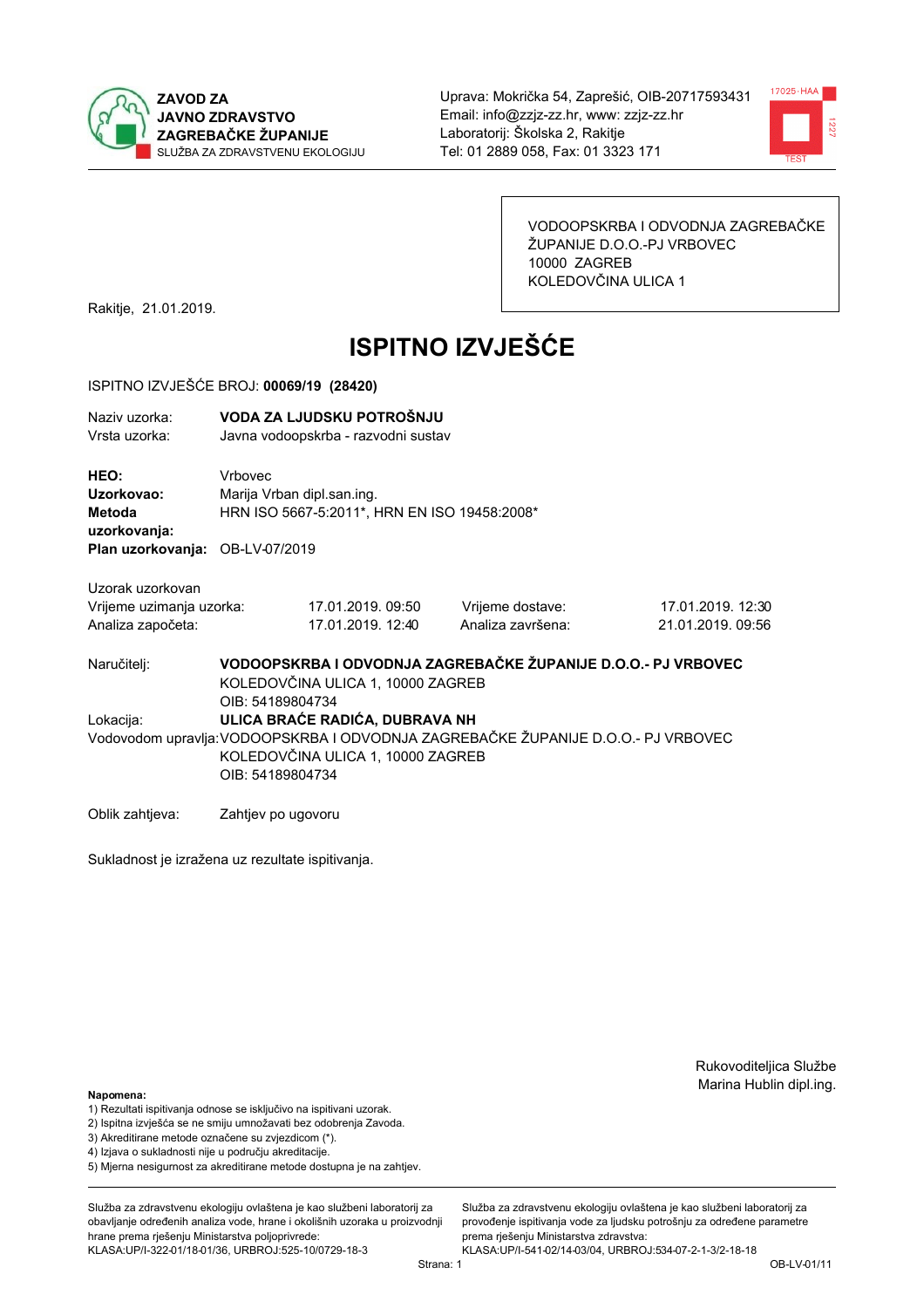**ZAVOD ZA JAVNO ZDRAVSTVO ZAGREBAČKE ŽUPANIJE**
SLUŽBA ZA ZDRAVSTVENU EKOLOGIJU

Uprava: Mokrička 54, Zaprešić, OIB-20717593431
Email: info@zzjz-zz.hr, www: zzjz-zz.hr
Laboratorij: Školska 2, Rakitje
Tel: 01 2889 058, Fax: 01 3323 171

VODOOPSKRBA I ODVODNJA ZAGREBAČKE ŽUPANIJE D.O.O.-PJ VRBOVEC
10000 ZAGREB
KOLEDOVČINA ULICA 1

Rakitje, 21.01.2019.

# ISPITNO IZVJEŠĆE

ISPITNO IZVJEŠĆE BROJ: **00069/19 (28420)**

Naziv uzorka: **VODA ZA LJUDSKU POTROŠNJU**
Vrsta uzorka: Javna vodoopskrba - razvodni sustav

**HEO:** Vrbovec
**Uzorkovao:** Marija Vrban dipl.san.ing.
**Metoda uzorkovanja:** HRN ISO 5667-5:2011*, HRN EN ISO 19458:2008*
**Plan uzorkovanja:** OB-LV-07/2019

Uzorak uzorkovan

| | | | |
|---|---|---|---|
| Vrijeme uzimanja uzorka: | 17.01.2019. 09:50 | Vrijeme dostave: | 17.01.2019. 12:30 |
| Analiza započeta: | 17.01.2019. 12:40 | Analiza završena: | 21.01.2019. 09:56 |

Naručitelj: **VODOOPSKRBA I ODVODNJA ZAGREBAČKE ŽUPANIJE D.O.O.- PJ VRBOVEC**
KOLEDOVČINA ULICA 1, 10000 ZAGREB
OIB: 54189804734

Lokacija: **ULICA BRAĆE RADIĆA, DUBRAVA NH**

Vodovodom upravlja: VODOOPSKRBA I ODVODNJA ZAGREBAČKE ŽUPANIJE D.O.O.- PJ VRBOVEC
KOLEDOVČINA ULICA 1, 10000 ZAGREB
OIB: 54189804734

Oblik zahtjeva: Zahtjev po ugovoru

Sukladnost je izražena uz rezultate ispitivanja.

Rukovoditeljica Službe
Marina Hublin dipl.ing.

**Napomena:**
1) Rezultati ispitivanja odnose se isključivo na ispitivani uzorak.
2) Ispitna izvješća se ne smiju umnožavati bez odobrenja Zavoda.
3) Akreditirane metode označene su zvjezdicom (*).
4) Izjava o sukladnosti nije u području akreditacije.
5) Mjerna nesigurnost za akreditirane metode dostupna je na zahtjev.

Služba za zdravstvenu ekologiju ovlaštena je kao službeni laboratorij za obavljanje određenih analiza vode, hrane i okolišnih uzoraka u proizvodnji hrane prema rješenju Ministarstva poljoprivrede: KLASA:UP/I-322-01/18-01/36, URBROJ:525-10/0729-18-3

Služba za zdravstvenu ekologiju ovlaštena je kao službeni laboratorij za provođenje ispitivanja vode za ljudsku potrošnju za određene parametre prema rješenju Ministarstva zdravstva: KLASA:UP/I-541-02/14-03/04, URBROJ:534-07-2-1-3/2-18-18

OB-LV-01/11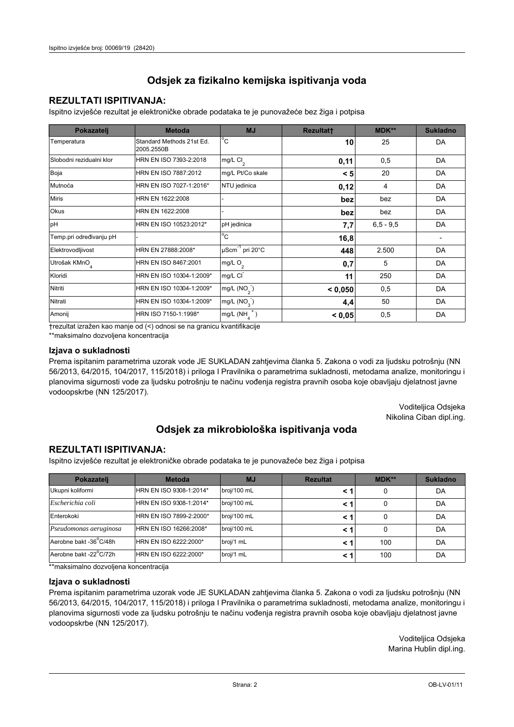# Odsjek za fizikalno kemijska ispitivanja voda

## REZULTATI ISPITIVANJA:

Ispitno izvješće rezultat je elektroničke obrade podataka te je punovažeće bez žiga i potpisa

| Pokazatelj | Metoda | MJ | Rezultat† | MDK** | Sukladno |
|---|---|---|---|---|---|
| Temperatura | Standard Methods 21st Ed. 2005.2550B | °C | **10** | 25 | DA |
| Slobodni rezidualni klor | HRN EN ISO 7393-2:2018 | mg/L $Cl_2$ | **0,11** | 0,5 | DA |
| Boja | HRN EN ISO 7887:2012 | mg/L Pt/Co skale | **< 5** | 20 | DA |
| Mutnoća | HRN EN ISO 7027-1:2016* | NTU jedinica | **0,12** | 4 | DA |
| Miris | HRN EN 1622:2008 | - | **bez** | bez | DA |
| Okus | HRN EN 1622:2008 | - | **bez** | bez | DA |
| pH | HRN EN ISO 10523:2012* | pH jedinica | **7,7** | 6,5 - 9,5 | DA |
| Temp.pri određivanju pH | - | °C | **16,8** | | - |
| Elektrovodljivost | HRN EN 27888:2008* | $\mu Scm^{-1}$ pri 20°C | **448** | 2.500 | DA |
| Utrošak $KMnO_4$ | HRN EN ISO 8467:2001 | mg/L $O_2$ | **0,7** | 5 | DA |
| Kloridi | HRN EN ISO 10304-1:2009* | mg/L $Cl^-$ | **11** | 250 | DA |
| Nitriti | HRN EN ISO 10304-1:2009* | mg/L $(NO_2^-)$ | **< 0,050** | 0,5 | DA |
| Nitrati | HRN EN ISO 10304-1:2009* | mg/L $(NO_3^-)$ | **4,4** | 50 | DA |
| Amonij | HRN ISO 7150-1:1998* | mg/L $(NH_4^+)$ | **< 0,05** | 0,5 | DA |

†rezultat izražen kao manje od (<) odnosi se na granicu kvantifikacije

**maksimalno dozvoljena koncentracija

### Izjava o sukladnosti

Prema ispitanim parametrima uzorak vode JE SUKLADAN zahtjevima članka 5. Zakona o vodi za ljudsku potrošnju (NN 56/2013, 64/2015, 104/2017, 115/2018) i priloga I Pravilnika o parametrima sukladnosti, metodama analize, monitoringu i planovima sigurnosti vode za ljudsku potrošnju te načinu vođenja registra pravnih osoba koje obavljaju djelatnost javne vodoopskrbe (NN 125/2017).

Voditeljica Odsjeka
Nikolina Ciban dipl.ing.

# Odsjek za mikrobiološka ispitivanja voda

## REZULTATI ISPITIVANJA:

Ispitno izvješće rezultat je elektroničke obrade podataka te je punovažeće bez žiga i potpisa

| Pokazatelj | Metoda | MJ | Rezultat | MDK** | Sukladno |
|---|---|---|---|---|---|
| Ukupni koliformi | HRN EN ISO 9308-1:2014* | broj/100 mL | **< 1** | 0 | DA |
| *Escherichia coli* | HRN EN ISO 9308-1:2014* | broj/100 mL | **< 1** | 0 | DA |
| Enterokoki | HRN EN ISO 7899-2:2000* | broj/100 mL | **< 1** | 0 | DA |
| *Pseudomonas aeruginosa* | HRN EN ISO 16266:2008* | broj/100 mL | **< 1** | 0 | DA |
| Aerobne bakt -36°C/48h | HRN EN ISO 6222:2000* | broj/1 mL | **< 1** | 100 | DA |
| Aerobne bakt -22°C/72h | HRN EN ISO 6222:2000* | broj/1 mL | **< 1** | 100 | DA |

**maksimalno dozvoljena koncentracija

### Izjava o sukladnosti

Prema ispitanim parametrima uzorak vode JE SUKLADAN zahtjevima članka 5. Zakona o vodi za ljudsku potrošnju (NN 56/2013, 64/2015, 104/2017, 115/2018) i priloga I Pravilnika o parametrima sukladnosti, metodama analize, monitoringu i planovima sigurnosti vode za ljudsku potrošnju te načinu vođenja registra pravnih osoba koje obavljaju djelatnost javne vodoopskrbe (NN 125/2017).

Voditeljica Odsjeka
Marina Hublin dipl.ing.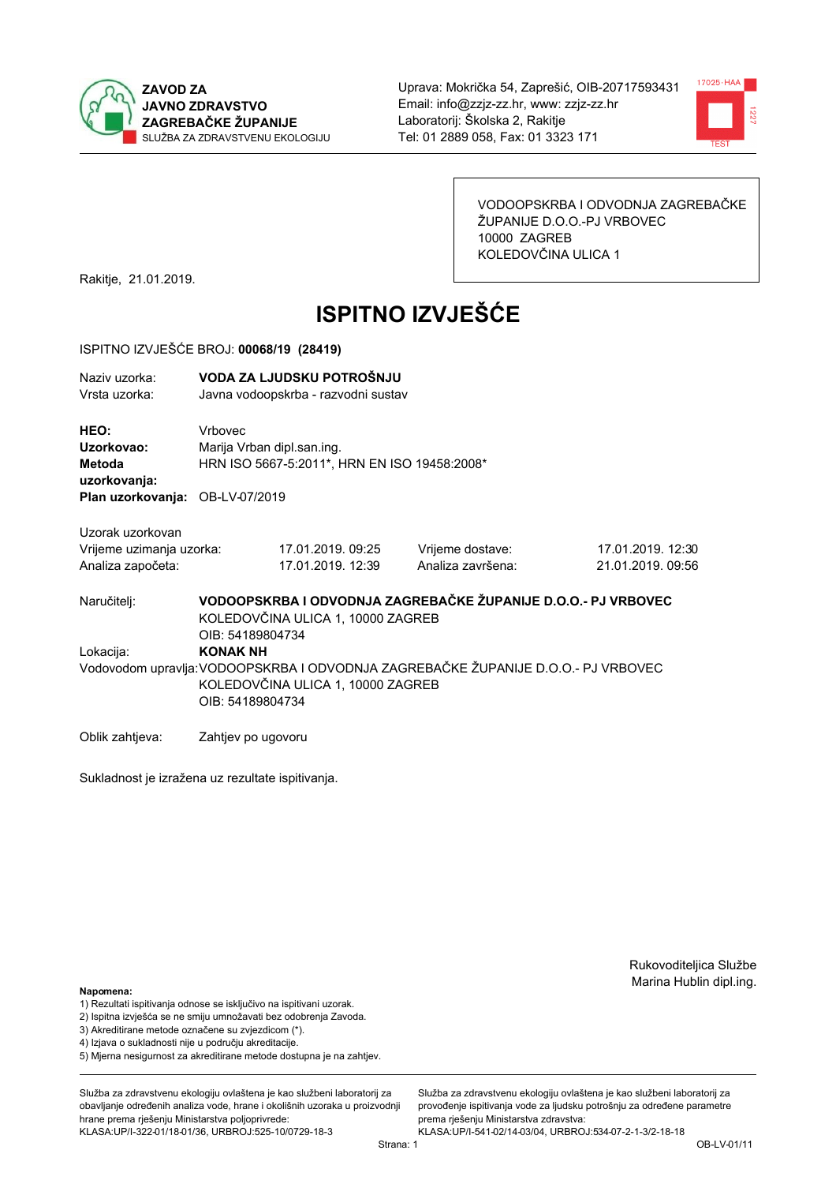**ZAVOD ZA JAVNO ZDRAVSTVO ZAGREBAČKE ŽUPANIJE**
SLUŽBA ZA ZDRAVSTVENU EKOLOGIJU

Uprava: Mokrička 54, Zaprešić, OIB-20717593431
Email: info@zzjz-zz.hr, www: zzjz-zz.hr
Laboratorij: Školska 2, Rakitje
Tel: 01 2889 058, Fax: 01 3323 171

VODOOPSKRBA I ODVODNJA ZAGREBAČKE ŽUPANIJE D.O.O.-PJ VRBOVEC
10000 ZAGREB
KOLEDOVČINA ULICA 1

Rakitje, 21.01.2019.

# ISPITNO IZVJEŠĆE

ISPITNO IZVJEŠĆE BROJ: **00068/19 (28419)**

Naziv uzorka: **VODA ZA LJUDSKU POTROŠNJU**
Vrsta uzorka: Javna vodoopskrba - razvodni sustav

**HEO:** Vrbovec
**Uzorkovao:** Marija Vrban dipl.san.ing.
**Metoda uzorkovanja:** HRN ISO 5667-5:2011*, HRN EN ISO 19458:2008*
**Plan uzorkovanja:** OB-LV-07/2019

Uzorak uzorkovan

| | | | |
|---|---|---|---|
| Vrijeme uzimanja uzorka: | 17.01.2019. 09:25 | Vrijeme dostave: | 17.01.2019. 12:30 |
| Analiza započeta: | 17.01.2019. 12:39 | Analiza završena: | 21.01.2019. 09:56 |

Naručitelj: **VODOOPSKRBA I ODVODNJA ZAGREBAČKE ŽUPANIJE D.O.O.- PJ VRBOVEC**
KOLEDOVČINA ULICA 1, 10000 ZAGREB
OIB: 54189804734

Lokacija: **KONAK NH**

Vodovodom upravlja: VODOOPSKRBA I ODVODNJA ZAGREBAČKE ŽUPANIJE D.O.O.- PJ VRBOVEC
KOLEDOVČINA ULICA 1, 10000 ZAGREB
OIB: 54189804734

Oblik zahtjeva: Zahtjev po ugovoru

Sukladnost je izražena uz rezultate ispitivanja.

Rukovoditeljica Službe
Marina Hublin dipl.ing.

**Napomena:**
1) Rezultati ispitivanja odnose se isključivo na ispitivani uzorak.
2) Ispitna izvješća se ne smiju umnožavati bez odobrenja Zavoda.
3) Akreditirane metode označene su zvjezdicom (*).
4) Izjava o sukladnosti nije u području akreditacije.
5) Mjerna nesigurnost za akreditirane metode dostupna je na zahtjev.

Služba za zdravstvenu ekologiju ovlaštena je kao službeni laboratorij za obavljanje određenih analiza vode, hrane i okolišnih uzoraka u proizvodnji hrane prema rješenju Ministarstva poljoprivrede: KLASA:UP/I-322-01/18-01/36, URBROJ:525-10/0729-18-3

Služba za zdravstvenu ekologiju ovlaštena je kao službeni laboratorij za provođenje ispitivanja vode za ljudsku potrošnju za određene parametre prema rješenju Ministarstva zdravstva: KLASA:UP/I-541-02/14-03/04, URBROJ:534-07-2-1-3/2-18-18

OB-LV-01/11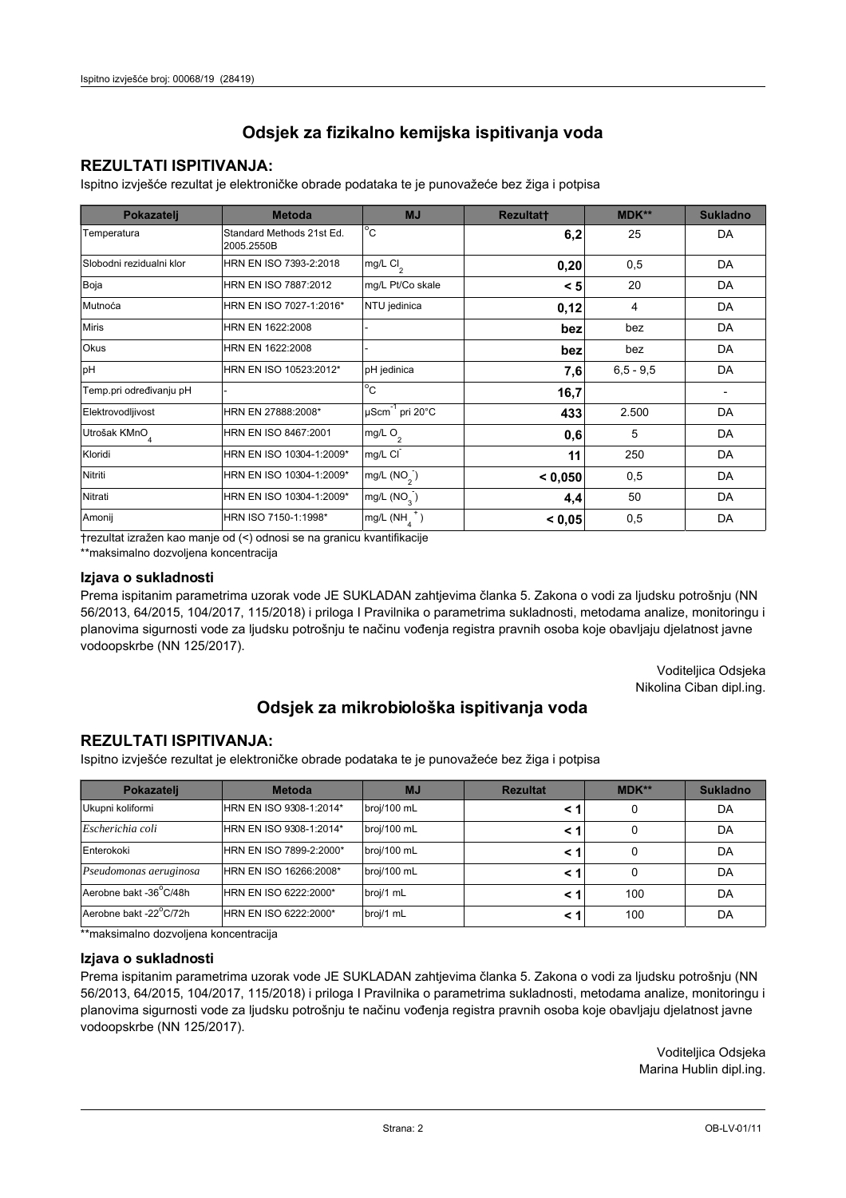## Odsjek za fizikalno kemijska ispitivanja voda

### REZULTATI ISPITIVANJA:

Ispitno izvješće rezultat je elektroničke obrade podataka te je punovažeće bez žiga i potpisa

| Pokazatelj | Metoda | MJ | Rezultat† | MDK** | Sukladno |
|---|---|---|---|---|---|
| Temperatura | Standard Methods 21st Ed. 2005.2550B | °C | **6,2** | 25 | DA |
| Slobodni rezidualni klor | HRN EN ISO 7393-2:2018 | mg/L $Cl_2$ | **0,20** | 0,5 | DA |
| Boja | HRN EN ISO 7887:2012 | mg/L Pt/Co skale | **< 5** | 20 | DA |
| Mutnoća | HRN EN ISO 7027-1:2016* | NTU jedinica | **0,12** | 4 | DA |
| Miris | HRN EN 1622:2008 | - | **bez** | bez | DA |
| Okus | HRN EN 1622:2008 | - | **bez** | bez | DA |
| pH | HRN EN ISO 10523:2012* | pH jedinica | **7,6** | 6,5 - 9,5 | DA |
| Temp.pri određivanju pH | - | °C | **16,7** | | - |
| Elektrovodljivost | HRN EN 27888:2008* | $\mu Scm^{-1}$ pri 20°C | **433** | 2.500 | DA |
| Utrošak $KMnO_4$ | HRN EN ISO 8467:2001 | mg/L $O_2$ | **0,6** | 5 | DA |
| Kloridi | HRN EN ISO 10304-1:2009* | mg/L $Cl^-$ | **11** | 250 | DA |
| Nitriti | HRN EN ISO 10304-1:2009* | mg/L $(NO_2^-)$ | **< 0,050** | 0,5 | DA |
| Nitrati | HRN EN ISO 10304-1:2009* | mg/L $(NO_3^-)$ | **4,4** | 50 | DA |
| Amonij | HRN ISO 7150-1:1998* | mg/L $(NH_4^+)$ | **< 0,05** | 0,5 | DA |

†rezultat izražen kao manje od (<) odnosi se na granicu kvantifikacije

**maksimalno dozvoljena koncentracija

### Izjava o sukladnosti

Prema ispitanim parametrima uzorak vode JE SUKLADAN zahtjevima članka 5. Zakona o vodi za ljudsku potrošnju (NN 56/2013, 64/2015, 104/2017, 115/2018) i priloga I Pravilnika o parametrima sukladnosti, metodama analize, monitoringu i planovima sigurnosti vode za ljudsku potrošnju te načinu vođenja registra pravnih osoba koje obavljaju djelatnost javne vodoopskrbe (NN 125/2017).

Voditeljica Odsjeka
Nikolina Ciban dipl.ing.

## Odsjek za mikrobiološka ispitivanja voda

### REZULTATI ISPITIVANJA:

Ispitno izvješće rezultat je elektroničke obrade podataka te je punovažeće bez žiga i potpisa

| Pokazatelj | Metoda | MJ | Rezultat | MDK** | Sukladno |
|---|---|---|---|---|---|
| Ukupni koliformi | HRN EN ISO 9308-1:2014* | broj/100 mL | **< 1** | 0 | DA |
| *Escherichia coli* | HRN EN ISO 9308-1:2014* | broj/100 mL | **< 1** | 0 | DA |
| Enterokoki | HRN EN ISO 7899-2:2000* | broj/100 mL | **< 1** | 0 | DA |
| *Pseudomonas aeruginosa* | HRN EN ISO 16266:2008* | broj/100 mL | **< 1** | 0 | DA |
| Aerobne bakt -36°C/48h | HRN EN ISO 6222:2000* | broj/1 mL | **< 1** | 100 | DA |
| Aerobne bakt -22°C/72h | HRN EN ISO 6222:2000* | broj/1 mL | **< 1** | 100 | DA |

**maksimalno dozvoljena koncentracija

### Izjava o sukladnosti

Prema ispitanim parametrima uzorak vode JE SUKLADAN zahtjevima članka 5. Zakona o vodi za ljudsku potrošnju (NN 56/2013, 64/2015, 104/2017, 115/2018) i priloga I Pravilnika o parametrima sukladnosti, metodama analize, monitoringu i planovima sigurnosti vode za ljudsku potrošnju te načinu vođenja registra pravnih osoba koje obavljaju djelatnost javne vodoopskrbe (NN 125/2017).

Voditeljica Odsjeka
Marina Hublin dipl.ing.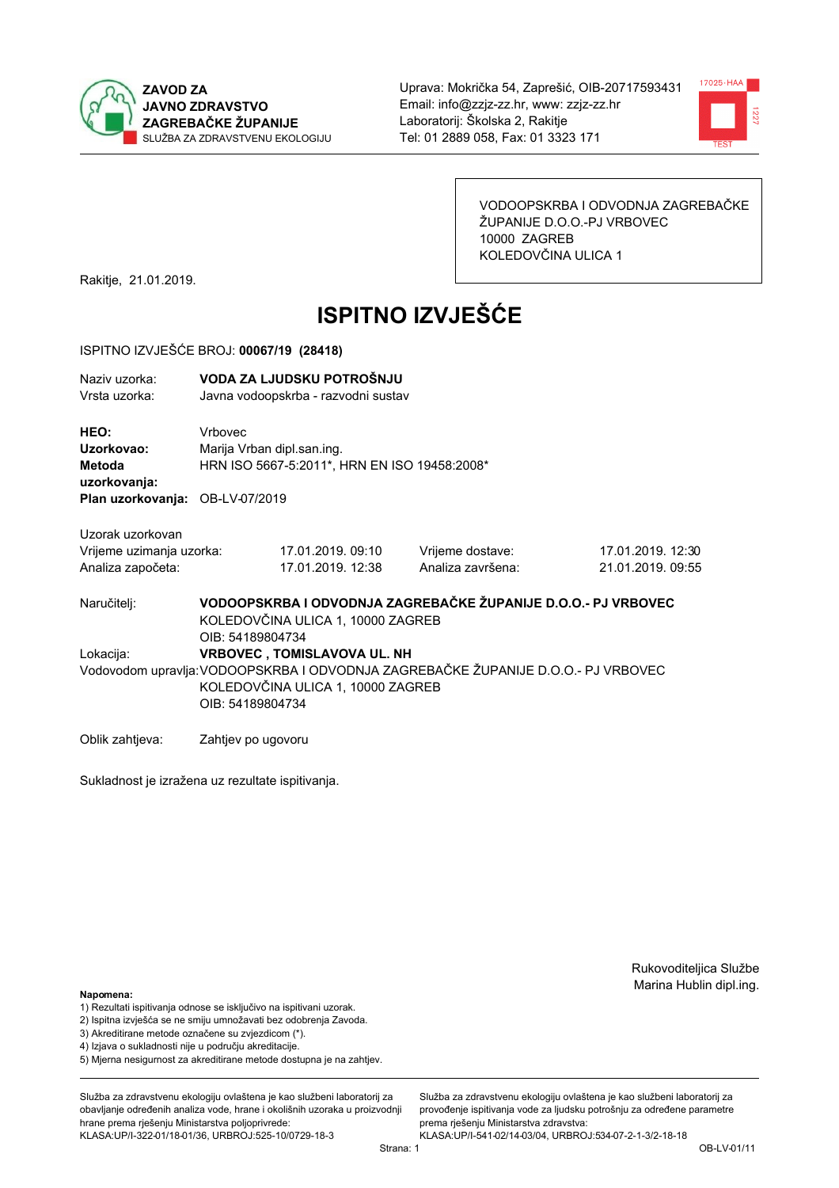ZAVOD ZA JAVNO ZDRAVSTVO ZAGREBAČKE ŽUPANIJE
SLUŽBA ZA ZDRAVSTVENU EKOLOGIJU

Uprava: Mokrička 54, Zaprešić, OIB-20717593431
Email: info@zzjz-zz.hr, www: zzjz-zz.hr
Laboratorij: Školska 2, Rakitje
Tel: 01 2889 058, Fax: 01 3323 171

VODOOPSKRBA I ODVODNJA ZAGREBAČKE ŽUPANIJE D.O.O.-PJ VRBOVEC
10000 ZAGREB
KOLEDOVČINA ULICA 1

Rakitje, 21.01.2019.

# ISPITNO IZVJEŠĆE

ISPITNO IZVJEŠĆE BROJ: **00067/19 (28418)**

Naziv uzorka: **VODA ZA LJUDSKU POTROŠNJU**
Vrsta uzorka: Javna vodoopskrba - razvodni sustav

**HEO:** Vrbovec
**Uzorkovao:** Marija Vrban dipl.san.ing.
**Metoda uzorkovanja:** HRN ISO 5667-5:2011*, HRN EN ISO 19458:2008*
**Plan uzorkovanja:** OB-LV-07/2019

Uzorak uzorkovan

| | | | |
|---|---|---|---|
| Vrijeme uzimanja uzorka: | 17.01.2019. 09:10 | Vrijeme dostave: | 17.01.2019. 12:30 |
| Analiza započeta: | 17.01.2019. 12:38 | Analiza završena: | 21.01.2019. 09:55 |

Naručitelj: **VODOOPSKRBA I ODVODNJA ZAGREBAČKE ŽUPANIJE D.O.O.- PJ VRBOVEC**
KOLEDOVČINA ULICA 1, 10000 ZAGREB
OIB: 54189804734

Lokacija: **VRBOVEC , TOMISLAVOVA UL. NH**

Vodovodom upravlja: VODOOPSKRBA I ODVODNJA ZAGREBAČKE ŽUPANIJE D.O.O.- PJ VRBOVEC
KOLEDOVČINA ULICA 1, 10000 ZAGREB
OIB: 54189804734

Oblik zahtjeva: Zahtjev po ugovoru

Sukladnost je izražena uz rezultate ispitivanja.

Rukovoditeljica Službe
Marina Hublin dipl.ing.

**Napomena:**
1) Rezultati ispitivanja odnose se isključivo na ispitivani uzorak.
2) Ispitna izvješća se ne smiju umnožavati bez odobrenja Zavoda.
3) Akreditirane metode označene su zvjezdicom (*).
4) Izjava o sukladnosti nije u području akreditacije.
5) Mjerna nesigurnost za akreditirane metode dostupna je na zahtjev.

Služba za zdravstvenu ekologiju ovlaštena je kao službeni laboratorij za obavljanje određenih analiza vode, hrane i okolišnih uzoraka u proizvodnji hrane prema rješenju Ministarstva poljoprivrede: KLASA:UP/I-322-01/18-01/36, URBROJ:525-10/0729-18-3

Služba za zdravstvenu ekologiju ovlaštena je kao službeni laboratorij za provođenje ispitivanja vode za ljudsku potrošnju za određene parametre prema rješenju Ministarstva zdravstva: KLASA:UP/I-541-02/14-03/04, URBROJ:534-07-2-1-3/2-18-18

OB-LV-01/11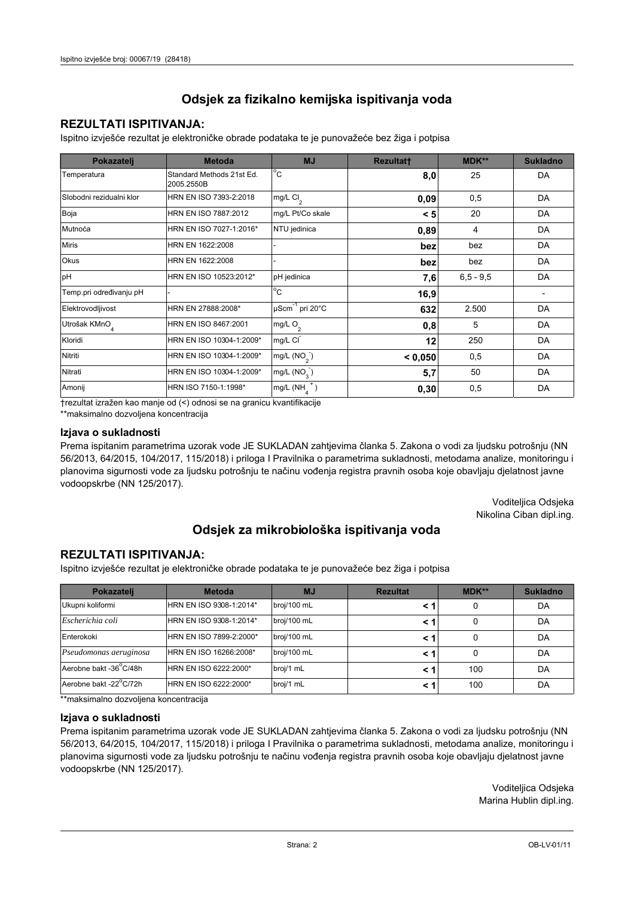## Odsjek za fizikalno kemijska ispitivanja voda

### REZULTATI ISPITIVANJA:

Ispitno izvješće rezultat je elektroničke obrade podataka te je punovažeće bez žiga i potpisa

| Pokazatelj | Metoda | MJ | Rezultat† | MDK** | Sukladno |
|---|---|---|---|---|---|
| Temperatura | Standard Methods 21st Ed. 2005.2550B | °C | **8,0** | 25 | DA |
| Slobodni rezidualni klor | HRN EN ISO 7393-2:2018 | mg/L $Cl_2$ | **0,09** | 0,5 | DA |
| Boja | HRN EN ISO 7887:2012 | mg/L Pt/Co skale | **< 5** | 20 | DA |
| Mutnoća | HRN EN ISO 7027-1:2016* | NTU jedinica | **0,89** | 4 | DA |
| Miris | HRN EN 1622:2008 | - | **bez** | bez | DA |
| Okus | HRN EN 1622:2008 | - | **bez** | bez | DA |
| pH | HRN EN ISO 10523:2012* | pH jedinica | **7,6** | 6,5 - 9,5 | DA |
| Temp.pri određivanju pH | - | °C | **16,9** | | - |
| Elektrovodljivost | HRN EN 27888:2008* | $\mu Scm^{-1}$ pri 20°C | **632** | 2.500 | DA |
| Utrošak $KMnO_4$ | HRN EN ISO 8467:2001 | mg/L $O_2$ | **0,8** | 5 | DA |
| Kloridi | HRN EN ISO 10304-1:2009* | mg/L $Cl^-$ | **12** | 250 | DA |
| Nitriti | HRN EN ISO 10304-1:2009* | mg/L ($NO_2^-$) | **< 0,050** | 0,5 | DA |
| Nitrati | HRN EN ISO 10304-1:2009* | mg/L ($NO_3^-$) | **5,7** | 50 | DA |
| Amonij | HRN ISO 7150-1:1998* | mg/L ($NH_4^+$) | **0,30** | 0,5 | DA |

†rezultat izražen kao manje od (<) odnosi se na granicu kvantifikacije

**maksimalno dozvoljena koncentracija

### Izjava o sukladnosti

Prema ispitanim parametrima uzorak vode JE SUKLADAN zahtjevima članka 5. Zakona o vodi za ljudsku potrošnju (NN 56/2013, 64/2015, 104/2017, 115/2018) i priloga I Pravilnika o parametrima sukladnosti, metodama analize, monitoringu i planovima sigurnosti vode za ljudsku potrošnju te načinu vođenja registra pravnih osoba koje obavljaju djelatnost javne vodoopskrbe (NN 125/2017).

Voditeljica Odsjeka
Nikolina Ciban dipl.ing.

## Odsjek za mikrobiološka ispitivanja voda

### REZULTATI ISPITIVANJA:

Ispitno izvješće rezultat je elektroničke obrade podataka te je punovažeće bez žiga i potpisa

| Pokazatelj | Metoda | MJ | Rezultat | MDK** | Sukladno |
|---|---|---|---|---|---|
| Ukupni koliformi | HRN EN ISO 9308-1:2014* | broj/100 mL | **< 1** | 0 | DA |
| *Escherichia coli* | HRN EN ISO 9308-1:2014* | broj/100 mL | **< 1** | 0 | DA |
| Enterokoki | HRN EN ISO 7899-2:2000* | broj/100 mL | **< 1** | 0 | DA |
| *Pseudomonas aeruginosa* | HRN EN ISO 16266:2008* | broj/100 mL | **< 1** | 0 | DA |
| Aerobne bakt -36°C/48h | HRN EN ISO 6222:2000* | broj/1 mL | **< 1** | 100 | DA |
| Aerobne bakt -22°C/72h | HRN EN ISO 6222:2000* | broj/1 mL | **< 1** | 100 | DA |

**maksimalno dozvoljena koncentracija

### Izjava o sukladnosti

Prema ispitanim parametrima uzorak vode JE SUKLADAN zahtjevima članka 5. Zakona o vodi za ljudsku potrošnju (NN 56/2013, 64/2015, 104/2017, 115/2018) i priloga I Pravilnika o parametrima sukladnosti, metodama analize, monitoringu i planovima sigurnosti vode za ljudsku potrošnju te načinu vođenja registra pravnih osoba koje obavljaju djelatnost javne vodoopskrbe (NN 125/2017).

Voditeljica Odsjeka
Marina Hublin dipl.ing.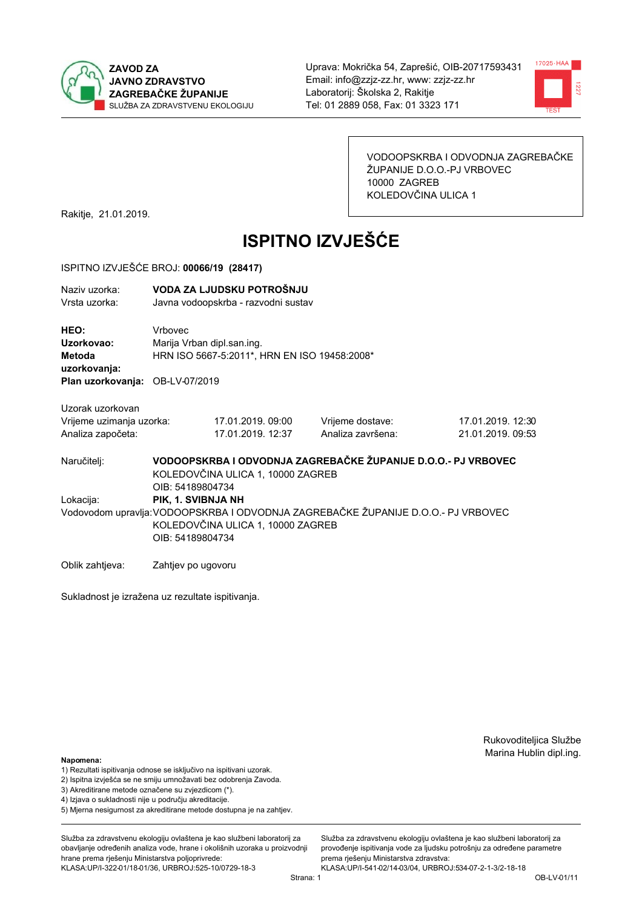**ZAVOD ZA JAVNO ZDRAVSTVO ZAGREBAČKE ŽUPANIJE**
SLUŽBA ZA ZDRAVSTVENU EKOLOGIJU

Uprava: Mokrička 54, Zaprešić, OIB-20717593431
Email: info@zzjz-zz.hr, www: zzjz-zz.hr
Laboratorij: Školska 2, Rakitje
Tel: 01 2889 058, Fax: 01 3323 171

VODOOPSKRBA I ODVODNJA ZAGREBAČKE ŽUPANIJE D.O.O.-PJ VRBOVEC
10000 ZAGREB
KOLEDOVČINA ULICA 1

Rakitje, 21.01.2019.

# ISPITNO IZVJEŠĆE

ISPITNO IZVJEŠĆE BROJ: **00066/19 (28417)**

Naziv uzorka: **VODA ZA LJUDSKU POTROŠNJU**
Vrsta uzorka: Javna vodoopskrba - razvodni sustav

**HEO:** Vrbovec
**Uzorkovao:** Marija Vrban dipl.san.ing.
**Metoda uzorkovanja:** HRN ISO 5667-5:2011*, HRN EN ISO 19458:2008*
**Plan uzorkovanja:** OB-LV-07/2019

Uzorak uzorkovan

| | | | |
|---|---|---|---|
| Vrijeme uzimanja uzorka: | 17.01.2019. 09:00 | Vrijeme dostave: | 17.01.2019. 12:30 |
| Analiza započeta: | 17.01.2019. 12:37 | Analiza završena: | 21.01.2019. 09:53 |

Naručitelj: **VODOOPSKRBA I ODVODNJA ZAGREBAČKE ŽUPANIJE D.O.O.- PJ VRBOVEC**
KOLEDOVČINA ULICA 1, 10000 ZAGREB
OIB: 54189804734

Lokacija: **PIK, 1. SVIBNJA NH**

Vodovodom upravlja: VODOOPSKRBA I ODVODNJA ZAGREBAČKE ŽUPANIJE D.O.O.- PJ VRBOVEC
KOLEDOVČINA ULICA 1, 10000 ZAGREB
OIB: 54189804734

Oblik zahtjeva: Zahtjev po ugovoru

Sukladnost je izražena uz rezultate ispitivanja.

Rukovoditeljica Službe
Marina Hublin dipl.ing.

**Napomena:**
1) Rezultati ispitivanja odnose se isključivo na ispitivani uzorak.
2) Ispitna izvješća se ne smiju umnožavati bez odobrenja Zavoda.
3) Akreditirane metode označene su zvjezdicom (*).
4) Izjava o sukladnosti nije u području akreditacije.
5) Mjerna nesigurnost za akreditirane metode dostupna je na zahtjev.

Služba za zdravstvenu ekologiju ovlaštena je kao službeni laboratorij za obavljanje određenih analiza vode, hrane i okolišnih uzoraka u proizvodnji hrane prema rješenju Ministarstva poljoprivrede: KLASA:UP/I-322-01/18-01/36, URBROJ:525-10/0729-18-3

Služba za zdravstvenu ekologiju ovlaštena je kao službeni laboratorij za provođenje ispitivanja vode za ljudsku potrošnju za određene parametre prema rješenju Ministarstva zdravstva: KLASA:UP/I-541-02/14-03/04, URBROJ:534-07-2-1-3/2-18-18

OB-LV-01/11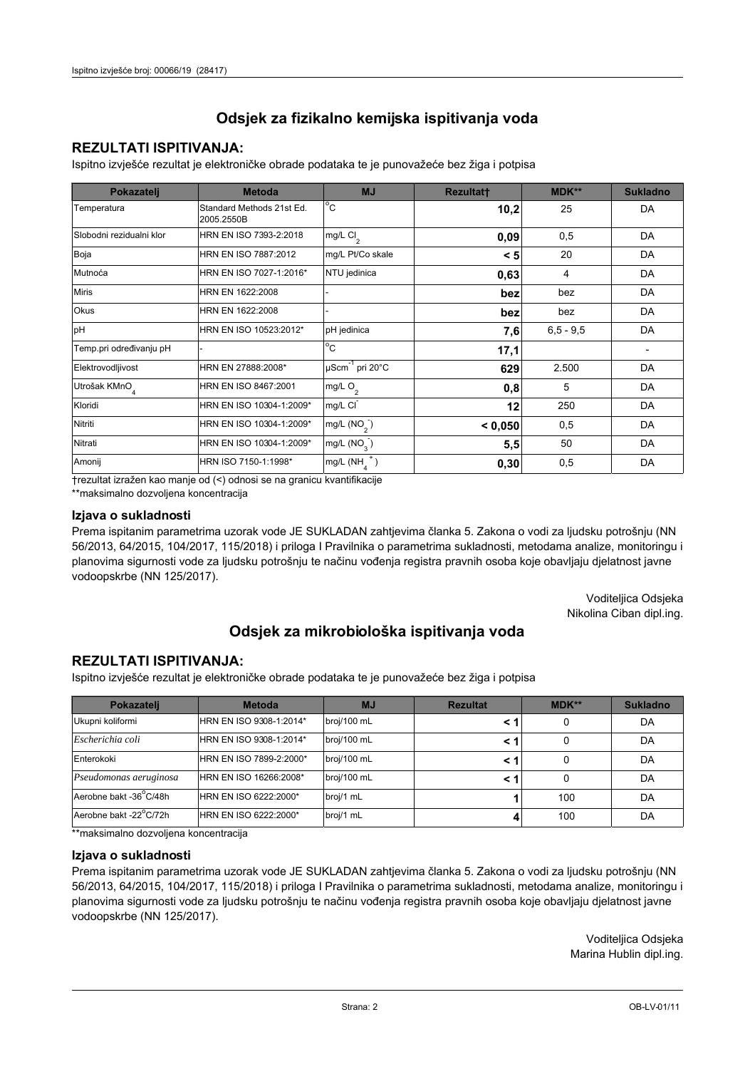## Odsjek za fizikalno kemijska ispitivanja voda

### REZULTATI ISPITIVANJA:

Ispitno izvješće rezultat je elektroničke obrade podataka te je punovažeće bez žiga i potpisa

| Pokazatelj | Metoda | MJ | Rezultat† | MDK** | Sukladno |
|---|---|---|---|---|---|
| Temperatura | Standard Methods 21st Ed. 2005.2550B | °C | **10,2** | 25 | DA |
| Slobodni rezidualni klor | HRN EN ISO 7393-2:2018 | mg/L $Cl_2$ | **0,09** | 0,5 | DA |
| Boja | HRN EN ISO 7887:2012 | mg/L Pt/Co skale | **< 5** | 20 | DA |
| Mutnoća | HRN EN ISO 7027-1:2016* | NTU jedinica | **0,63** | 4 | DA |
| Miris | HRN EN 1622:2008 | - | **bez** | bez | DA |
| Okus | HRN EN 1622:2008 | - | **bez** | bez | DA |
| pH | HRN EN ISO 10523:2012* | pH jedinica | **7,6** | 6,5 - 9,5 | DA |
| Temp.pri određivanju pH | - | °C | **17,1** | | - |
| Elektrovodljivost | HRN EN 27888:2008* | $\mu Scm^{-1}$ pri 20°C | **629** | 2.500 | DA |
| Utrošak $KMnO_4$ | HRN EN ISO 8467:2001 | mg/L $O_2$ | **0,8** | 5 | DA |
| Kloridi | HRN EN ISO 10304-1:2009* | mg/L $Cl^-$ | **12** | 250 | DA |
| Nitriti | HRN EN ISO 10304-1:2009* | mg/L ($NO_2^-$) | **< 0,050** | 0,5 | DA |
| Nitrati | HRN EN ISO 10304-1:2009* | mg/L ($NO_3^-$) | **5,5** | 50 | DA |
| Amonij | HRN ISO 7150-1:1998* | mg/L ($NH_4^+$) | **0,30** | 0,5 | DA |

†rezultat izražen kao manje od (<) odnosi se na granicu kvantifikacije

**maksimalno dozvoljena koncentracija

### Izjava o sukladnosti

Prema ispitanim parametrima uzorak vode JE SUKLADAN zahtjevima članka 5. Zakona o vodi za ljudsku potrošnju (NN 56/2013, 64/2015, 104/2017, 115/2018) i priloga I Pravilnika o parametrima sukladnosti, metodama analize, monitoringu i planovima sigurnosti vode za ljudsku potrošnju te načinu vođenja registra pravnih osoba koje obavljaju djelatnost javne vodoopskrbe (NN 125/2017).

Voditeljica Odsjeka
Nikolina Ciban dipl.ing.

## Odsjek za mikrobiološka ispitivanja voda

### REZULTATI ISPITIVANJA:

Ispitno izvješće rezultat je elektroničke obrade podataka te je punovažeće bez žiga i potpisa

| Pokazatelj | Metoda | MJ | Rezultat | MDK** | Sukladno |
|---|---|---|---|---|---|
| Ukupni koliformi | HRN EN ISO 9308-1:2014* | broj/100 mL | **< 1** | 0 | DA |
| *Escherichia coli* | HRN EN ISO 9308-1:2014* | broj/100 mL | **< 1** | 0 | DA |
| Enterokoki | HRN EN ISO 7899-2:2000* | broj/100 mL | **< 1** | 0 | DA |
| *Pseudomonas aeruginosa* | HRN EN ISO 16266:2008* | broj/100 mL | **< 1** | 0 | DA |
| Aerobne bakt -36°C/48h | HRN EN ISO 6222:2000* | broj/1 mL | **1** | 100 | DA |
| Aerobne bakt -22°C/72h | HRN EN ISO 6222:2000* | broj/1 mL | **4** | 100 | DA |

**maksimalno dozvoljena koncentracija

### Izjava o sukladnosti

Prema ispitanim parametrima uzorak vode JE SUKLADAN zahtjevima članka 5. Zakona o vodi za ljudsku potrošnju (NN 56/2013, 64/2015, 104/2017, 115/2018) i priloga I Pravilnika o parametrima sukladnosti, metodama analize, monitoringu i planovima sigurnosti vode za ljudsku potrošnju te načinu vođenja registra pravnih osoba koje obavljaju djelatnost javne vodoopskrbe (NN 125/2017).

Voditeljica Odsjeka
Marina Hublin dipl.ing.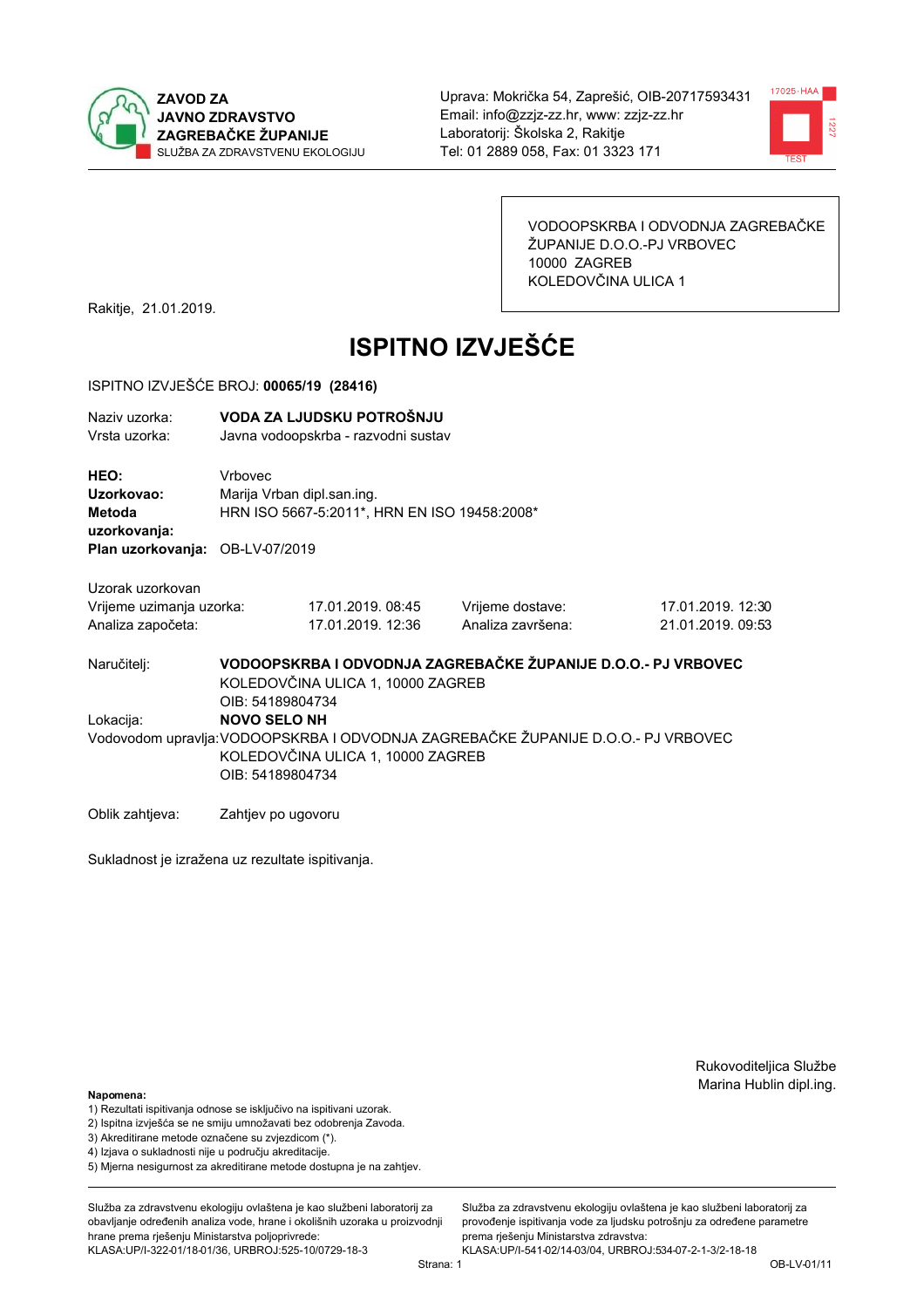**ZAVOD ZA JAVNO ZDRAVSTVO ZAGREBAČKE ŽUPANIJE**
SLUŽBA ZA ZDRAVSTVENU EKOLOGIJU

Uprava: Mokrička 54, Zaprešić, OIB-20717593431
Email: info@zzjz-zz.hr, www: zzjz-zz.hr
Laboratorij: Školska 2, Rakitje
Tel: 01 2889 058, Fax: 01 3323 171

VODOOPSKRBA I ODVODNJA ZAGREBAČKE ŽUPANIJE D.O.O.-PJ VRBOVEC
10000 ZAGREB
KOLEDOVČINA ULICA 1

Rakitje, 21.01.2019.

# ISPITNO IZVJEŠĆE

ISPITNO IZVJEŠĆE BROJ: **00065/19 (28416)**

| | |
|---|---|
| Naziv uzorka: | **VODA ZA LJUDSKU POTROŠNJU** |
| Vrsta uzorka: | Javna vodoopskrba - razvodni sustav |

| | |
|---|---|
| **HEO:** | Vrbovec |
| **Uzorkovao:** | Marija Vrban dipl.san.ing. |
| **Metoda uzorkovanja:** | HRN ISO 5667-5:2011*, HRN EN ISO 19458:2008* |
| **Plan uzorkovanja:** | OB-LV-07/2019 |

Uzorak uzorkovan

| | | | |
|---|---|---|---|
| Vrijeme uzimanja uzorka: | 17.01.2019. 08:45 | Vrijeme dostave: | 17.01.2019. 12:30 |
| Analiza započeta: | 17.01.2019. 12:36 | Analiza završena: | 21.01.2019. 09:53 |

Naručitelj: **VODOOPSKRBA I ODVODNJA ZAGREBAČKE ŽUPANIJE D.O.O.- PJ VRBOVEC**
KOLEDOVČINA ULICA 1, 10000 ZAGREB
OIB: 54189804734

Lokacija: **NOVO SELO NH**

Vodovodom upravlja: VODOOPSKRBA I ODVODNJA ZAGREBAČKE ŽUPANIJE D.O.O.- PJ VRBOVEC
KOLEDOVČINA ULICA 1, 10000 ZAGREB
OIB: 54189804734

Oblik zahtjeva: Zahtjev po ugovoru

Sukladnost je izražena uz rezultate ispitivanja.

Rukovoditeljica Službe
Marina Hublin dipl.ing.

**Napomena:**
1) Rezultati ispitivanja odnose se isključivo na ispitivani uzorak.
2) Ispitna izvješća se ne smiju umnožavati bez odobrenja Zavoda.
3) Akreditirane metode označene su zvjezdicom (*).
4) Izjava o sukladnosti nije u području akreditacije.
5) Mjerna nesigurnost za akreditirane metode dostupna je na zahtjev.

Služba za zdravstvenu ekologiju ovlaštena je kao službeni laboratorij za obavljanje određenih analiza vode, hrane i okolišnih uzoraka u proizvodnji hrane prema rješenju Ministarstva poljoprivrede: KLASA:UP/I-322-01/18-01/36, URBROJ:525-10/0729-18-3

Služba za zdravstvenu ekologiju ovlaštena je kao službeni laboratorij za provođenje ispitivanja vode za ljudsku potrošnju za određene parametre prema rješenju Ministarstva zdravstva: KLASA:UP/I-541-02/14-03/04, URBROJ:534-07-2-1-3/2-18-18

OB-LV-01/11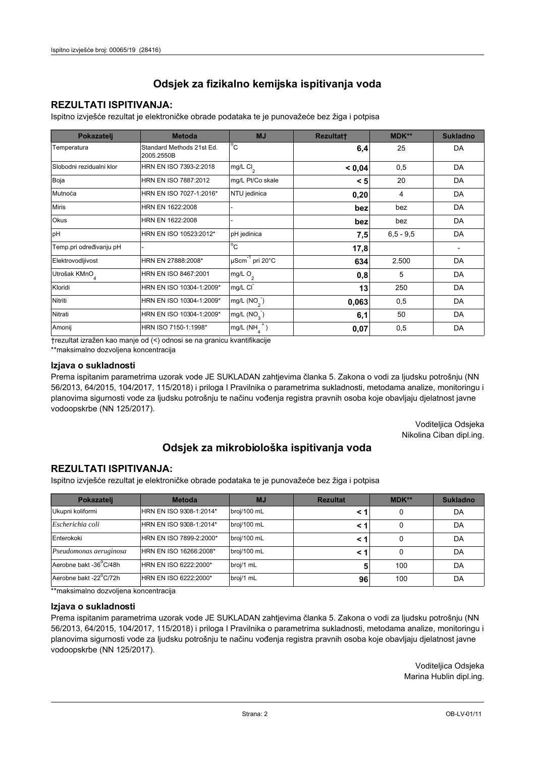## Odsjek za fizikalno kemijska ispitivanja voda

### REZULTATI ISPITIVANJA:

Ispitno izvješće rezultat je elektroničke obrade podataka te je punovažeće bez žiga i potpisa

| Pokazatelj | Metoda | MJ | Rezultat† | MDK** | Sukladno |
|---|---|---|---|---|---|
| Temperatura | Standard Methods 21st Ed. 2005.2550B | °C | **6,4** | 25 | DA |
| Slobodni rezidualni klor | HRN EN ISO 7393-2:2018 | mg/L $Cl_2$ | **< 0,04** | 0,5 | DA |
| Boja | HRN EN ISO 7887:2012 | mg/L Pt/Co skale | **< 5** | 20 | DA |
| Mutnoća | HRN EN ISO 7027-1:2016* | NTU jedinica | **0,20** | 4 | DA |
| Miris | HRN EN 1622:2008 | - | **bez** | bez | DA |
| Okus | HRN EN 1622:2008 | - | **bez** | bez | DA |
| pH | HRN EN ISO 10523:2012* | pH jedinica | **7,5** | 6,5 - 9,5 | DA |
| Temp.pri određivanju pH | - | °C | **17,8** | | - |
| Elektrovodljivost | HRN EN 27888:2008* | $\mu Scm^{-1}$ pri 20°C | **634** | 2.500 | DA |
| Utrošak $KMnO_4$ | HRN EN ISO 8467:2001 | mg/L $O_2$ | **0,8** | 5 | DA |
| Kloridi | HRN EN ISO 10304-1:2009* | mg/L $Cl^-$ | **13** | 250 | DA |
| Nitriti | HRN EN ISO 10304-1:2009* | mg/L $(NO_2^-)$ | **0,063** | 0,5 | DA |
| Nitrati | HRN EN ISO 10304-1:2009* | mg/L $(NO_3^-)$ | **6,1** | 50 | DA |
| Amonij | HRN ISO 7150-1:1998* | mg/L $(NH_4^+)$ | **0,07** | 0,5 | DA |

†rezultat izražen kao manje od (<) odnosi se na granicu kvantifikacije

**maksimalno dozvoljena koncentracija

### Izjava o sukladnosti

Prema ispitanim parametrima uzorak vode JE SUKLADAN zahtjevima članka 5. Zakona o vodi za ljudsku potrošnju (NN 56/2013, 64/2015, 104/2017, 115/2018) i priloga I Pravilnika o parametrima sukladnosti, metodama analize, monitoringu i planovima sigurnosti vode za ljudsku potrošnju te načinu vođenja registra pravnih osoba koje obavljaju djelatnost javne vodoopskrbe (NN 125/2017).

Voditeljica Odsjeka
Nikolina Ciban dipl.ing.

## Odsjek za mikrobiološka ispitivanja voda

### REZULTATI ISPITIVANJA:

Ispitno izvješće rezultat je elektroničke obrade podataka te je punovažeće bez žiga i potpisa

| Pokazatelj | Metoda | MJ | Rezultat | MDK** | Sukladno |
|---|---|---|---|---|---|
| Ukupni koliformi | HRN EN ISO 9308-1:2014* | broj/100 mL | **< 1** | 0 | DA |
| *Escherichia coli* | HRN EN ISO 9308-1:2014* | broj/100 mL | **< 1** | 0 | DA |
| Enterokoki | HRN EN ISO 7899-2:2000* | broj/100 mL | **< 1** | 0 | DA |
| *Pseudomonas aeruginosa* | HRN EN ISO 16266:2008* | broj/100 mL | **< 1** | 0 | DA |
| Aerobne bakt -36°C/48h | HRN EN ISO 6222:2000* | broj/1 mL | **5** | 100 | DA |
| Aerobne bakt -22°C/72h | HRN EN ISO 6222:2000* | broj/1 mL | **96** | 100 | DA |

**maksimalno dozvoljena koncentracija

### Izjava o sukladnosti

Prema ispitanim parametrima uzorak vode JE SUKLADAN zahtjevima članka 5. Zakona o vodi za ljudsku potrošnju (NN 56/2013, 64/2015, 104/2017, 115/2018) i priloga I Pravilnika o parametrima sukladnosti, metodama analize, monitoringu i planovima sigurnosti vode za ljudsku potrošnju te načinu vođenja registra pravnih osoba koje obavljaju djelatnost javne vodoopskrbe (NN 125/2017).

Voditeljica Odsjeka
Marina Hublin dipl.ing.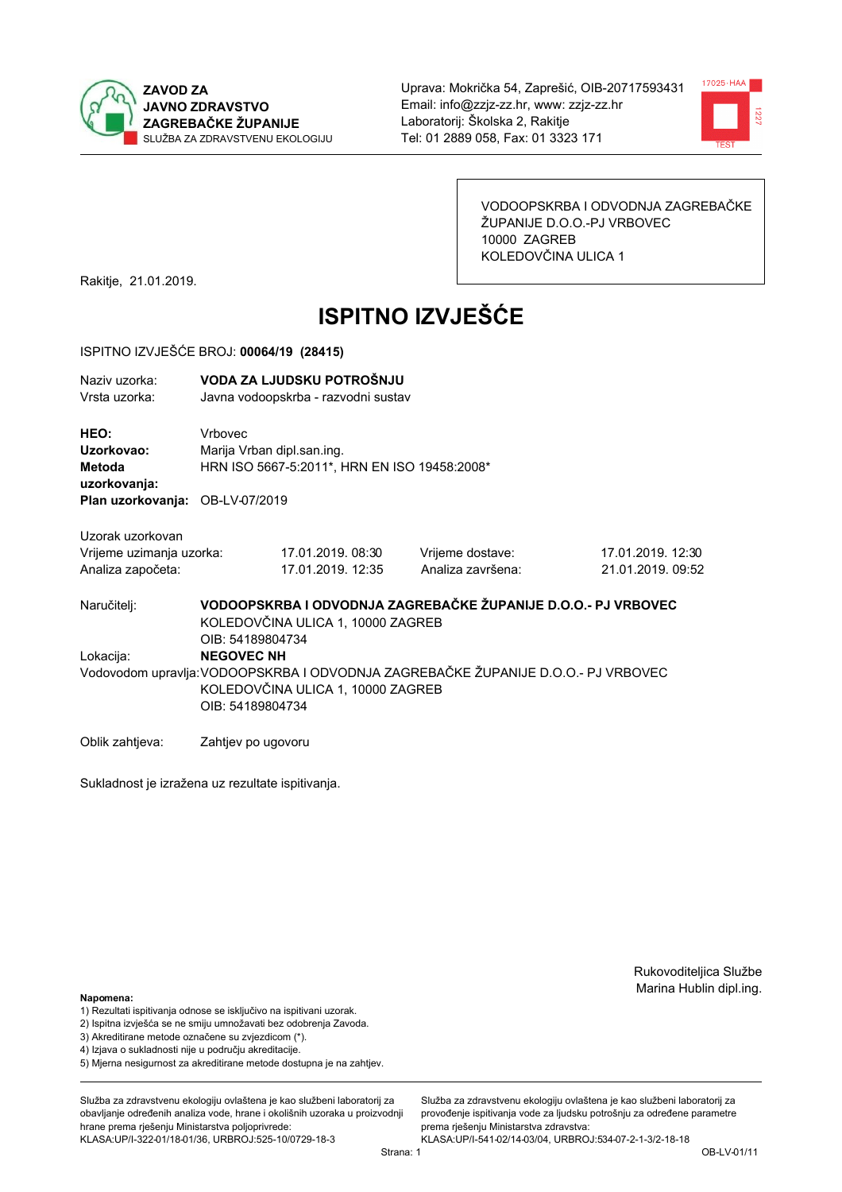**ZAVOD ZA JAVNO ZDRAVSTVO ZAGREBAČKE ŽUPANIJE**
SLUŽBA ZA ZDRAVSTVENU EKOLOGIJU

Uprava: Mokrička 54, Zaprešić, OIB-20717593431
Email: info@zzjz-zz.hr, www: zzjz-zz.hr
Laboratorij: Školska 2, Rakitje
Tel: 01 2889 058, Fax: 01 3323 171

VODOOPSKRBA I ODVODNJA ZAGREBAČKE ŽUPANIJE D.O.O.-PJ VRBOVEC
10000 ZAGREB
KOLEDOVČINA ULICA 1

Rakitje, 21.01.2019.

# ISPITNO IZVJEŠĆE

ISPITNO IZVJEŠĆE BROJ: **00064/19 (28415)**

| | |
|---|---|
| Naziv uzorka: | **VODA ZA LJUDSKU POTROŠNJU** |
| Vrsta uzorka: | Javna vodoopskrba - razvodni sustav |

| | |
|---|---|
| **HEO:** | Vrbovec |
| **Uzorkovao:** | Marija Vrban dipl.san.ing. |
| **Metoda uzorkovanja:** | HRN ISO 5667-5:2011*, HRN EN ISO 19458:2008* |
| **Plan uzorkovanja:** | OB-LV-07/2019 |

Uzorak uzorkovan

| | | | |
|---|---|---|---|
| Vrijeme uzimanja uzorka: | 17.01.2019. 08:30 | Vrijeme dostave: | 17.01.2019. 12:30 |
| Analiza započeta: | 17.01.2019. 12:35 | Analiza završena: | 21.01.2019. 09:52 |

Naručitelj: **VODOOPSKRBA I ODVODNJA ZAGREBAČKE ŽUPANIJE D.O.O.- PJ VRBOVEC**
KOLEDOVČINA ULICA 1, 10000 ZAGREB
OIB: 54189804734

Lokacija: **NEGOVEC NH**

Vodovodom upravlja: VODOOPSKRBA I ODVODNJA ZAGREBAČKE ŽUPANIJE D.O.O.- PJ VRBOVEC
KOLEDOVČINA ULICA 1, 10000 ZAGREB
OIB: 54189804734

Oblik zahtjeva: Zahtjev po ugovoru

Sukladnost je izražena uz rezultate ispitivanja.

Rukovoditeljica Službe
Marina Hublin dipl.ing.

**Napomena:**
1) Rezultati ispitivanja odnose se isključivo na ispitivani uzorak.
2) Ispitna izvješća se ne smiju umnožavati bez odobrenja Zavoda.
3) Akreditirane metode označene su zvjezdicom (*).
4) Izjava o sukladnosti nije u području akreditacije.
5) Mjerna nesigurnost za akreditirane metode dostupna je na zahtjev.

Služba za zdravstvenu ekologiju ovlaštena je kao službeni laboratorij za obavljanje određenih analiza vode, hrane i okolišnih uzoraka u proizvodnji hrane prema rješenju Ministarstva poljoprivrede: KLASA:UP/I-322-01/18-01/36, URBROJ:525-10/0729-18-3

Služba za zdravstvenu ekologiju ovlaštena je kao službeni laboratorij za provođenje ispitivanja vode za ljudsku potrošnju za određene parametre prema rješenju Ministarstva zdravstva: KLASA:UP/I-541-02/14-03/04, URBROJ:534-07-2-1-3/2-18-18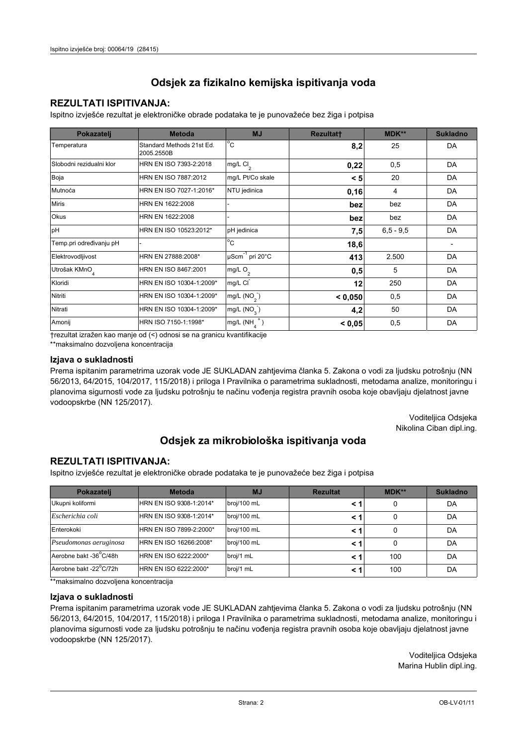## Odsjek za fizikalno kemijska ispitivanja voda

### REZULTATI ISPITIVANJA:

Ispitno izvješće rezultat je elektroničke obrade podataka te je punovažeće bez žiga i potpisa

| Pokazatelj | Metoda | MJ | Rezultat† | MDK** | Sukladno |
|---|---|---|---|---|---|
| Temperatura | Standard Methods 21st Ed. 2005.2550B | °C | **8,2** | 25 | DA |
| Slobodni rezidualni klor | HRN EN ISO 7393-2:2018 | mg/L $Cl_2$ | **0,22** | 0,5 | DA |
| Boja | HRN EN ISO 7887:2012 | mg/L Pt/Co skale | **< 5** | 20 | DA |
| Mutnoća | HRN EN ISO 7027-1:2016* | NTU jedinica | **0,16** | 4 | DA |
| Miris | HRN EN 1622:2008 | - | **bez** | bez | DA |
| Okus | HRN EN 1622:2008 | - | **bez** | bez | DA |
| pH | HRN EN ISO 10523:2012* | pH jedinica | **7,5** | 6,5 - 9,5 | DA |
| Temp.pri određivanju pH | - | °C | **18,6** | | - |
| Elektrovodljivost | HRN EN 27888:2008* | $\mu Scm^{-1}$ pri 20°C | **413** | 2.500 | DA |
| Utrošak $KMnO_4$ | HRN EN ISO 8467:2001 | mg/L $O_2$ | **0,5** | 5 | DA |
| Kloridi | HRN EN ISO 10304-1:2009* | mg/L $Cl^-$ | **12** | 250 | DA |
| Nitriti | HRN EN ISO 10304-1:2009* | mg/L ($NO_2^-$) | **< 0,050** | 0,5 | DA |
| Nitrati | HRN EN ISO 10304-1:2009* | mg/L ($NO_3^-$) | **4,2** | 50 | DA |
| Amonij | HRN ISO 7150-1:1998* | mg/L ($NH_4^+$) | **< 0,05** | 0,5 | DA |

†rezultat izražen kao manje od (<) odnosi se na granicu kvantifikacije

**maksimalno dozvoljena koncentracija

### Izjava o sukladnosti

Prema ispitanim parametrima uzorak vode JE SUKLADAN zahtjevima članka 5. Zakona o vodi za ljudsku potrošnju (NN 56/2013, 64/2015, 104/2017, 115/2018) i priloga I Pravilnika o parametrima sukladnosti, metodama analize, monitoringu i planovima sigurnosti vode za ljudsku potrošnju te načinu vođenja registra pravnih osoba koje obavljaju djelatnost javne vodoopskrbe (NN 125/2017).

Voditeljica Odsjeka
Nikolina Ciban dipl.ing.

## Odsjek za mikrobiološka ispitivanja voda

### REZULTATI ISPITIVANJA:

Ispitno izvješće rezultat je elektroničke obrade podataka te je punovažeće bez žiga i potpisa

| Pokazatelj | Metoda | MJ | Rezultat | MDK** | Sukladno |
|---|---|---|---|---|---|
| Ukupni koliformi | HRN EN ISO 9308-1:2014* | broj/100 mL | **< 1** | 0 | DA |
| *Escherichia coli* | HRN EN ISO 9308-1:2014* | broj/100 mL | **< 1** | 0 | DA |
| Enterokoki | HRN EN ISO 7899-2:2000* | broj/100 mL | **< 1** | 0 | DA |
| *Pseudomonas aeruginosa* | HRN EN ISO 16266:2008* | broj/100 mL | **< 1** | 0 | DA |
| Aerobne bakt -36°C/48h | HRN EN ISO 6222:2000* | broj/1 mL | **< 1** | 100 | DA |
| Aerobne bakt -22°C/72h | HRN EN ISO 6222:2000* | broj/1 mL | **< 1** | 100 | DA |

**maksimalno dozvoljena koncentracija

### Izjava o sukladnosti

Prema ispitanim parametrima uzorak vode JE SUKLADAN zahtjevima članka 5. Zakona o vodi za ljudsku potrošnju (NN 56/2013, 64/2015, 104/2017, 115/2018) i priloga I Pravilnika o parametrima sukladnosti, metodama analize, monitoringu i planovima sigurnosti vode za ljudsku potrošnju te načinu vođenja registra pravnih osoba koje obavljaju djelatnost javne vodoopskrbe (NN 125/2017).

Voditeljica Odsjeka
Marina Hublin dipl.ing.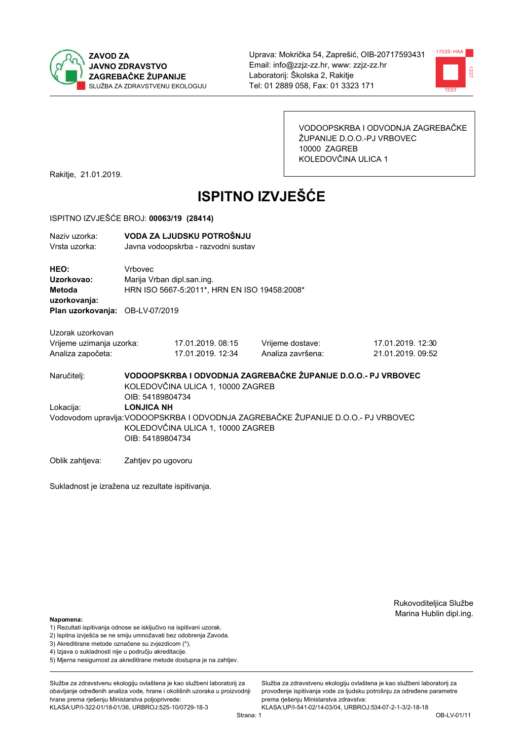**ZAVOD ZA JAVNO ZDRAVSTVO ZAGREBAČKE ŽUPANIJE**
SLUŽBA ZA ZDRAVSTVENU EKOLOGIJU

Uprava: Mokrička 54, Zaprešić, OIB-20717593431
Email: info@zzjz-zz.hr, www: zzjz-zz.hr
Laboratorij: Školska 2, Rakitje
Tel: 01 2889 058, Fax: 01 3323 171

VODOOPSKRBA I ODVODNJA ZAGREBAČKE ŽUPANIJE D.O.O.-PJ VRBOVEC
10000 ZAGREB
KOLEDOVČINA ULICA 1

Rakitje, 21.01.2019.

# ISPITNO IZVJEŠĆE

ISPITNO IZVJEŠĆE BROJ: **00063/19 (28414)**

Naziv uzorka: **VODA ZA LJUDSKU POTROŠNJU**
Vrsta uzorka: Javna vodoopskrba - razvodni sustav

**HEO:** Vrbovec
**Uzorkovao:** Marija Vrban dipl.san.ing.
**Metoda uzorkovanja:** HRN ISO 5667-5:2011*, HRN EN ISO 19458:2008*
**Plan uzorkovanja:** OB-LV-07/2019

Uzorak uzorkovan

| | | | |
|---|---|---|---|
| Vrijeme uzimanja uzorka: | 17.01.2019. 08:15 | Vrijeme dostave: | 17.01.2019. 12:30 |
| Analiza započeta: | 17.01.2019. 12:34 | Analiza završena: | 21.01.2019. 09:52 |

Naručitelj: **VODOOPSKRBA I ODVODNJA ZAGREBAČKE ŽUPANIJE D.O.O.- PJ VRBOVEC**
KOLEDOVČINA ULICA 1, 10000 ZAGREB
OIB: 54189804734

Lokacija: **LONJICA NH**

Vodovodom upravlja: VODOOPSKRBA I ODVODNJA ZAGREBAČKE ŽUPANIJE D.O.O.- PJ VRBOVEC
KOLEDOVČINA ULICA 1, 10000 ZAGREB
OIB: 54189804734

Oblik zahtjeva: Zahtjev po ugovoru

Sukladnost je izražena uz rezultate ispitivanja.

Rukovoditeljica Službe
Marina Hublin dipl.ing.

**Napomena:**
1) Rezultati ispitivanja odnose se isključivo na ispitivani uzorak.
2) Ispitna izvješća se ne smiju umnožavati bez odobrenja Zavoda.
3) Akreditirane metode označene su zvjezdicom (*).
4) Izjava o sukladnosti nije u području akreditacije.
5) Mjerna nesigurnost za akreditirane metode dostupna je na zahtjev.

Služba za zdravstvenu ekologiju ovlaštena je kao službeni laboratorij za obavljanje određenih analiza vode, hrane i okolišnih uzoraka u proizvodnji hrane prema rješenju Ministarstva poljoprivrede: KLASA:UP/I-322-01/18-01/36, URBROJ:525-10/0729-18-3

Služba za zdravstvenu ekologiju ovlaštena je kao službeni laboratorij za provođenje ispitivanja vode za ljudsku potrošnju za određene parametre prema rješenju Ministarstva zdravstva: KLASA:UP/I-541-02/14-03/04, URBROJ:534-07-2-1-3/2-18-18

OB-LV-01/11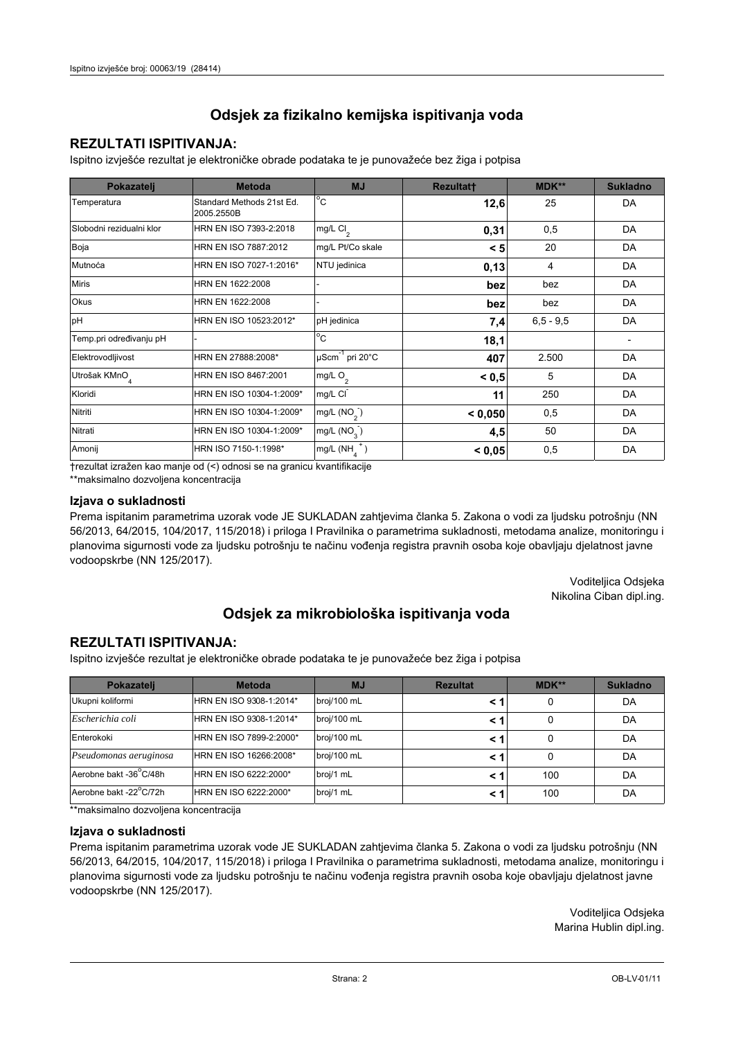## Odsjek za fizikalno kemijska ispitivanja voda

### REZULTATI ISPITIVANJA:

Ispitno izvješće rezultat je elektroničke obrade podataka te je punovažeće bez žiga i potpisa

| Pokazatelj | Metoda | MJ | Rezultat† | MDK** | Sukladno |
|---|---|---|---|---|---|
| Temperatura | Standard Methods 21st Ed. 2005.2550B | °C | **12,6** | 25 | DA |
| Slobodni rezidualni klor | HRN EN ISO 7393-2:2018 | mg/L $Cl_2$ | **0,31** | 0,5 | DA |
| Boja | HRN EN ISO 7887:2012 | mg/L Pt/Co skale | **< 5** | 20 | DA |
| Mutnoća | HRN EN ISO 7027-1:2016* | NTU jedinica | **0,13** | 4 | DA |
| Miris | HRN EN 1622:2008 | - | **bez** | bez | DA |
| Okus | HRN EN 1622:2008 | - | **bez** | bez | DA |
| pH | HRN EN ISO 10523:2012* | pH jedinica | **7,4** | 6,5 - 9,5 | DA |
| Temp.pri određivanju pH | - | °C | **18,1** | | - |
| Elektrovodljivost | HRN EN 27888:2008* | $\mu Scm^{-1}$ pri 20°C | **407** | 2.500 | DA |
| Utrošak $KMnO_4$ | HRN EN ISO 8467:2001 | mg/L $O_2$ | **< 0,5** | 5 | DA |
| Kloridi | HRN EN ISO 10304-1:2009* | mg/L $Cl^-$ | **11** | 250 | DA |
| Nitriti | HRN EN ISO 10304-1:2009* | mg/L ($NO_2^-$) | **< 0,050** | 0,5 | DA |
| Nitrati | HRN EN ISO 10304-1:2009* | mg/L ($NO_3^-$) | **4,5** | 50 | DA |
| Amonij | HRN ISO 7150-1:1998* | mg/L ($NH_4^+$) | **< 0,05** | 0,5 | DA |

†rezultat izražen kao manje od (<) odnosi se na granicu kvantifikacije

**maksimalno dozvoljena koncentracija

### Izjava o sukladnosti

Prema ispitanim parametrima uzorak vode JE SUKLADAN zahtjevima članka 5. Zakona o vodi za ljudsku potrošnju (NN 56/2013, 64/2015, 104/2017, 115/2018) i priloga I Pravilnika o parametrima sukladnosti, metodama analize, monitoringu i planovima sigurnosti vode za ljudsku potrošnju te načinu vođenja registra pravnih osoba koje obavljaju djelatnost javne vodoopskrbe (NN 125/2017).

Voditeljica Odsjeka
Nikolina Ciban dipl.ing.

## Odsjek za mikrobiološka ispitivanja voda

### REZULTATI ISPITIVANJA:

Ispitno izvješće rezultat je elektroničke obrade podataka te je punovažeće bez žiga i potpisa

| Pokazatelj | Metoda | MJ | Rezultat | MDK** | Sukladno |
|---|---|---|---|---|---|
| Ukupni koliformi | HRN EN ISO 9308-1:2014* | broj/100 mL | **< 1** | 0 | DA |
| *Escherichia coli* | HRN EN ISO 9308-1:2014* | broj/100 mL | **< 1** | 0 | DA |
| Enterokoki | HRN EN ISO 7899-2:2000* | broj/100 mL | **< 1** | 0 | DA |
| *Pseudomonas aeruginosa* | HRN EN ISO 16266:2008* | broj/100 mL | **< 1** | 0 | DA |
| Aerobne bakt -36°C/48h | HRN EN ISO 6222:2000* | broj/1 mL | **< 1** | 100 | DA |
| Aerobne bakt -22°C/72h | HRN EN ISO 6222:2000* | broj/1 mL | **< 1** | 100 | DA |

**maksimalno dozvoljena koncentracija

### Izjava o sukladnosti

Prema ispitanim parametrima uzorak vode JE SUKLADAN zahtjevima članka 5. Zakona o vodi za ljudsku potrošnju (NN 56/2013, 64/2015, 104/2017, 115/2018) i priloga I Pravilnika o parametrima sukladnosti, metodama analize, monitoringu i planovima sigurnosti vode za ljudsku potrošnju te načinu vođenja registra pravnih osoba koje obavljaju djelatnost javne vodoopskrbe (NN 125/2017).

Voditeljica Odsjeka
Marina Hublin dipl.ing.